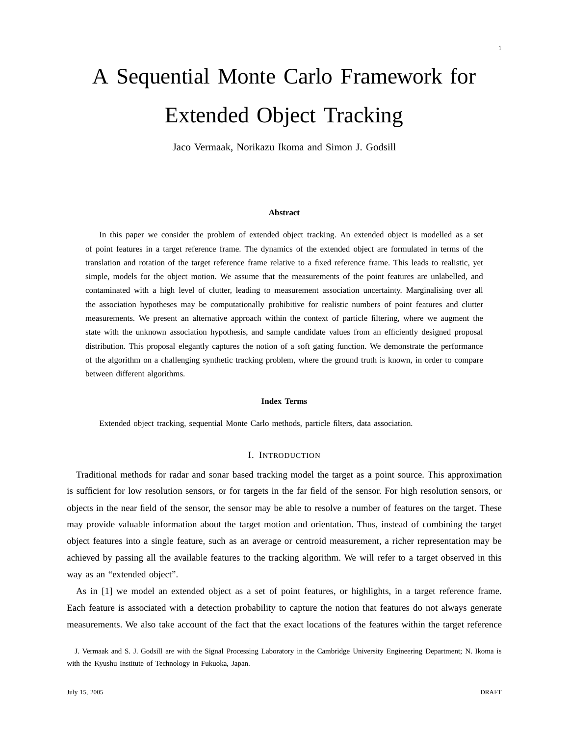# A Sequential Monte Carlo Framework for Extended Object Tracking

Jaco Vermaak, Norikazu Ikoma and Simon J. Godsill

### Abstract

In this paper we consider the problem of extended object tracking. An extended object is modelled as a set of point features in a target reference frame. The dynamics of the extended object are formulated in terms of the translation and rotation of the target reference frame relative to a fixed reference frame. This leads to realistic, yet simple, models for the object motion. We assume that the measurements of the point features are unlabelled, and contaminated with a high level of clutter, leading to measurement association uncertainty. Marginalising over all the association hypotheses may be computationally prohibitive for realistic numbers of point features and clutter measurements. We present an alternative approach within the context of particle filtering, where we augment the state with the unknown association hypothesis, and sample candidate values from an efficiently designed proposal distribution. This proposal elegantly captures the notion of a soft gating function. We demonstrate the performance of the algorithm on a challenging synthetic tracking problem, where the ground truth is known, in order to compare between different algorithms.

### Index Terms

Extended object tracking, sequential Monte Carlo methods, particle filters, data association.

## I. Introduction

Traditional methods for radar and sonar based tracking model the target as a point source. This approximation is sufficient for low resolution sensors, or for targets in the far field of the sensor. For high resolution sensors, or objects in the near field of the sensor, the sensor may be able to resolve a number of features on the target. These may provide valuable information about the target motion and orientation. Thus, instead of combining the target object features into a single feature, such as an average or centroid measurement, a richer representation may be achieved by passing all the available features to the tracking algorithm. We will refer to a target observed in this way as an "extended object".

As in [1] we model an extended object as a set of point features, or highlights, in a target reference frame. Each feature is associated with a detection probability to capture the notion that features do not always generate measurements. We also take account of the fact that the exact locations of the features within the target reference

J. Vermaak and S. J. Godsill are with the Signal Processing Laboratory in the Cambridge University Engineering Department; N. Ikoma is with the Kyushu Institute of Technology in Fukuoka, Japan.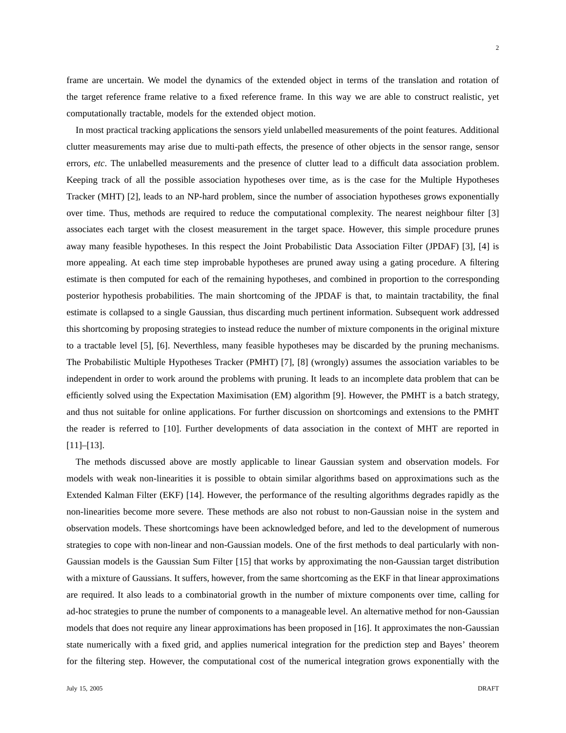frame are uncertain. We model the dynamics of the extended object in terms of the translation and rotation of the target reference frame relative to a fixed reference frame. In this way we are able to construct realistic, yet computationally tractable, models for the extended object motion.

In most practical tracking applications the sensors yield unlabelled measurements of the point features. Additional clutter measurements may arise due to multi-path effects, the presence of other objects in the sensor range, sensor errors, *etc*. The unlabelled measurements and the presence of clutter lead to a difficult data association problem. Keeping track of all the possible association hypotheses over time, as is the case for the Multiple Hypotheses Tracker (MHT) [2], leads to an NP-hard problem, since the number of association hypotheses grows exponentially over time. Thus, methods are required to reduce the computational complexity. The nearest neighbour filter [3] associates each target with the closest measurement in the target space. However, this simple procedure prunes away many feasible hypotheses. In this respect the Joint Probabilistic Data Association Filter (JPDAF) [3], [4] is more appealing. At each time step improbable hypotheses are pruned away using a gating procedure. A filtering estimate is then computed for each of the remaining hypotheses, and combined in proportion to the corresponding posterior hypothesis probabilities. The main shortcoming of the JPDAF is that, to maintain tractability, the final estimate is collapsed to a single Gaussian, thus discarding much pertinent information. Subsequent work addressed this shortcoming by proposing strategies to instead reduce the number of mixture components in the original mixture to a tractable level [5], [6]. Neverthless, many feasible hypotheses may be discarded by the pruning mechanisms. The Probabilistic Multiple Hypotheses Tracker (PMHT) [7], [8] (wrongly) assumes the association variables to be independent in order to work around the problems with pruning. It leads to an incomplete data problem that can be efficiently solved using the Expectation Maximisation (EM) algorithm [9]. However, the PMHT is a batch strategy, and thus not suitable for online applications. For further discussion on shortcomings and extensions to the PMHT the reader is referred to [10]. Further developments of data association in the context of MHT are reported in [11]–[13].

The methods discussed above are mostly applicable to linear Gaussian system and observation models. For models with weak non-linearities it is possible to obtain similar algorithms based on approximations such as the Extended Kalman Filter (EKF) [14]. However, the performance of the resulting algorithms degrades rapidly as the non-linearities become more severe. These methods are also not robust to non-Gaussian noise in the system and observation models. These shortcomings have been acknowledged before, and led to the development of numerous strategies to cope with non-linear and non-Gaussian models. One of the first methods to deal particularly with non-Gaussian models is the Gaussian Sum Filter [15] that works by approximating the non-Gaussian target distribution with a mixture of Gaussians. It suffers, however, from the same shortcoming as the EKF in that linear approximations are required. It also leads to a combinatorial growth in the number of mixture components over time, calling for ad-hoc strategies to prune the number of components to a manageable level. An alternative method for non-Gaussian models that does not require any linear approximations has been proposed in [16]. It approximates the non-Gaussian state numerically with a fixed grid, and applies numerical integration for the prediction step and Bayes' theorem for the filtering step. However, the computational cost of the numerical integration grows exponentially with the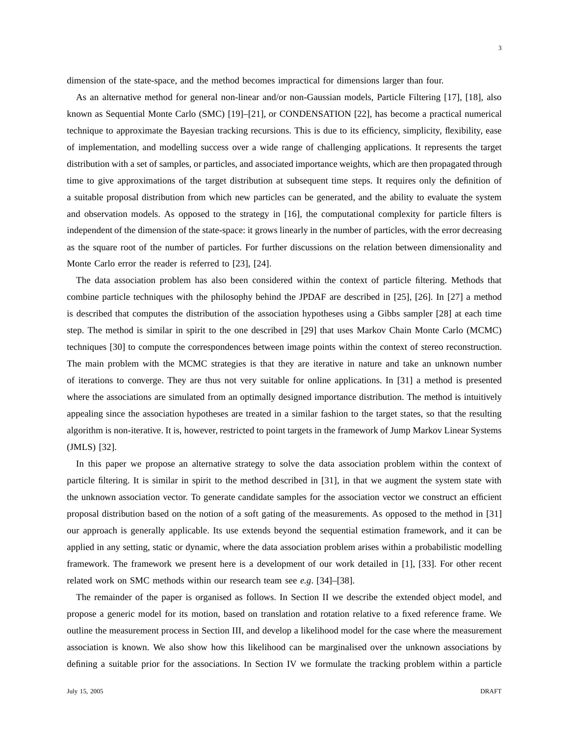dimension of the state-space, and the method becomes impractical for dimensions larger than four.

As an alternative method for general non-linear and/or non-Gaussian models, Particle Filtering [17], [18], also known as Sequential Monte Carlo (SMC) [19]–[21], or CONDENSATION [22], has become a practical numerical technique to approximate the Bayesian tracking recursions. This is due to its efficiency, simplicity, flexibility, ease of implementation, and modelling success over a wide range of challenging applications. It represents the target distribution with a set of samples, or particles, and associated importance weights, which are then propagated through time to give approximations of the target distribution at subsequent time steps. It requires only the definition of a suitable proposal distribution from which new particles can be generated, and the ability to evaluate the system and observation models. As opposed to the strategy in [16], the computational complexity for particle filters is independent of the dimension of the state-space: it grows linearly in the number of particles, with the error decreasing as the square root of the number of particles. For further discussions on the relation between dimensionality and Monte Carlo error the reader is referred to [23], [24].

The data association problem has also been considered within the context of particle filtering. Methods that combine particle techniques with the philosophy behind the JPDAF are described in [25], [26]. In [27] a method is described that computes the distribution of the association hypotheses using a Gibbs sampler [28] at each time step. The method is similar in spirit to the one described in [29] that uses Markov Chain Monte Carlo (MCMC) techniques [30] to compute the correspondences between image points within the context of stereo reconstruction. The main problem with the MCMC strategies is that they are iterative in nature and take an unknown number of iterations to converge. They are thus not very suitable for online applications. In [31] a method is presented where the associations are simulated from an optimally designed importance distribution. The method is intuitively appealing since the association hypotheses are treated in a similar fashion to the target states, so that the resulting algorithm is non-iterative. It is, however, restricted to point targets in the framework of Jump Markov Linear Systems (JMLS) [32].

In this paper we propose an alternative strategy to solve the data association problem within the context of particle filtering. It is similar in spirit to the method described in [31], in that we augment the system state with the unknown association vector. To generate candidate samples for the association vector we construct an efficient proposal distribution based on the notion of a soft gating of the measurements. As opposed to the method in [31] our approach is generally applicable. Its use extends beyond the sequential estimation framework, and it can be applied in any setting, static or dynamic, where the data association problem arises within a probabilistic modelling framework. The framework we present here is a development of our work detailed in [1], [33]. For other recent related work on SMC methods within our research team see *e.g.* [34]–[38].

The remainder of the paper is organised as follows. In Section II we describe the extended object model, and propose a generic model for its motion, based on translation and rotation relative to a fixed reference frame. We outline the measurement process in Section III, and develop a likelihood model for the case where the measurement association is known. We also show how this likelihood can be marginalised over the unknown associations by defining a suitable prior for the associations. In Section IV we formulate the tracking problem within a particle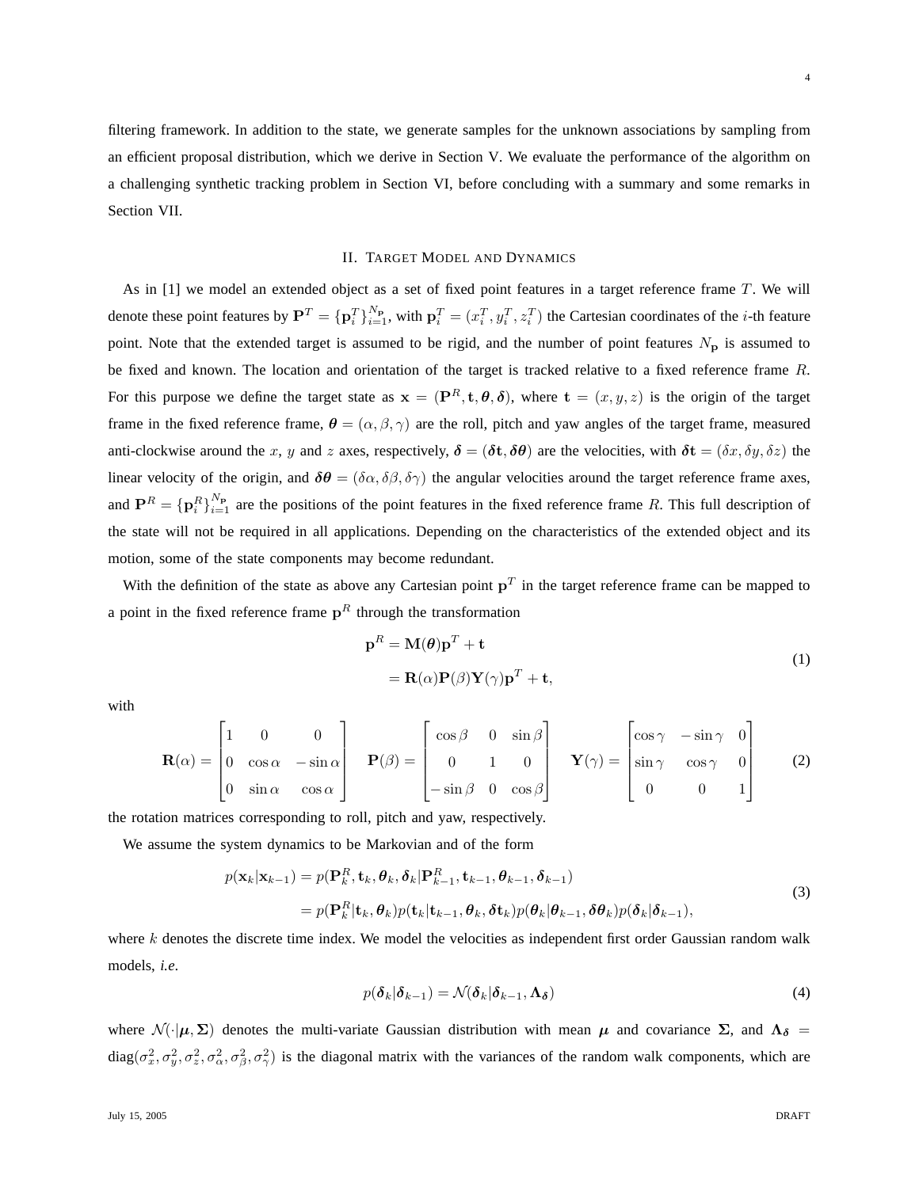filtering framework. In addition to the state, we generate samples for the unknown associations by sampling from an efficient proposal distribution, which we derive in Section V. We evaluate the performance of the algorithm on a challenging synthetic tracking problem in Section VI, before concluding with a summary and some remarks in Section VII.

## II. Target Model and Dynamics

As in [1] we model an extended object as a set of fixed point features in a target reference frame $T$. We will denote these point features by $\mathbf{P}^T = \{\mathbf{p}_i^T\}_{i=1}^{N_\mathbf{P}}$, with $\mathbf{p}_i^T = (x_i^T, y_i^T, z_i^T)$ the Cartesian coordinates of the $i$-th feature point. Note that the extended target is assumed to be rigid, and the number of point features $N_\mathbf{P}$ is assumed to be fixed and known. The location and orientation of the target is tracked relative to a fixed reference frame $R$. For this purpose we define the target state as $\mathbf{x} = (\mathbf{P}^R, \mathbf{t}, \boldsymbol{\theta}, \boldsymbol{\delta})$, where $\mathbf{t} = (x, y, z)$ is the origin of the target frame in the fixed reference frame, $\boldsymbol{\theta} = (\alpha, \beta, \gamma)$ are the roll, pitch and yaw angles of the target frame, measured anti-clockwise around the $x$, $y$ and $z$ axes, respectively, $\boldsymbol{\delta} = (\boldsymbol{\delta}\mathbf{t}, \boldsymbol{\delta\theta})$ are the velocities, with $\boldsymbol{\delta}\mathbf{t} = (\delta x, \delta y, \delta z)$ the linear velocity of the origin, and $\boldsymbol{\delta\theta} = (\delta\alpha, \delta\beta, \delta\gamma)$ the angular velocities around the target reference frame axes, and $\mathbf{P}^R = \{\mathbf{p}_i^R\}_{i=1}^{N_\mathbf{P}}$ are the positions of the point features in the fixed reference frame $R$. This full description of the state will not be required in all applications. Depending on the characteristics of the extended object and its motion, some of the state components may become redundant.

With the definition of the state as above any Cartesian point $\mathbf{p}^T$ in the target reference frame can be mapped to a point in the fixed reference frame $\mathbf{p}^R$ through the transformation

$$
\begin{aligned}
\mathbf{p}^R &= \mathbf{M}(\boldsymbol{\theta})\mathbf{p}^T + \mathbf{t} \\
&= \mathbf{R}(\alpha)\mathbf{P}(\beta)\mathbf{Y}(\gamma)\mathbf{p}^T + \mathbf{t},
\end{aligned}
\tag{1}
$$

with

$$
\mathbf{R}(\alpha) = \begin{bmatrix} 1 & 0 & 0 \\ 0 & \cos\alpha & -\sin\alpha \\ 0 & \sin\alpha & \cos\alpha \end{bmatrix} \quad
\mathbf{P}(\beta) = \begin{bmatrix} \cos\beta & 0 & \sin\beta \\ 0 & 1 & 0 \\ -\sin\beta & 0 & \cos\beta \end{bmatrix} \quad
\mathbf{Y}(\gamma) = \begin{bmatrix} \cos\gamma & -\sin\gamma & 0 \\ \sin\gamma & \cos\gamma & 0 \\ 0 & 0 & 1 \end{bmatrix}
\tag{2}
$$

the rotation matrices corresponding to roll, pitch and yaw, respectively.

We assume the system dynamics to be Markovian and of the form

$$
\begin{aligned}
p(\mathbf{x}_k|\mathbf{x}_{k-1}) &= p(\mathbf{P}_k^R, \mathbf{t}_k, \boldsymbol{\theta}_k, \boldsymbol{\delta}_k|\mathbf{P}_{k-1}^R, \mathbf{t}_{k-1}, \boldsymbol{\theta}_{k-1}, \boldsymbol{\delta}_{k-1}) \\
&= p(\mathbf{P}_k^R|\mathbf{t}_k, \boldsymbol{\theta}_k)p(\mathbf{t}_k|\mathbf{t}_{k-1}, \boldsymbol{\theta}_k, \boldsymbol{\delta}\mathbf{t}_k)p(\boldsymbol{\theta}_k|\boldsymbol{\theta}_{k-1}, \boldsymbol{\delta\theta}_k)p(\boldsymbol{\delta}_k|\boldsymbol{\delta}_{k-1}),
\end{aligned}
\tag{3}
$$

where $k$ denotes the discrete time index. We model the velocities as independent first order Gaussian random walk models, *i.e.*

$$
p(\boldsymbol{\delta}_k|\boldsymbol{\delta}_{k-1}) = \mathcal{N}(\boldsymbol{\delta}_k|\boldsymbol{\delta}_{k-1}, \boldsymbol{\Lambda}_{\boldsymbol{\delta}})
\tag{4}
$$

where $\mathcal{N}(\cdot|\boldsymbol{\mu}, \boldsymbol{\Sigma})$ denotes the multi-variate Gaussian distribution with mean $\boldsymbol{\mu}$ and covariance $\boldsymbol{\Sigma}$, and $\boldsymbol{\Lambda}_{\boldsymbol{\delta}} = \mathrm{diag}(\sigma_x^2, \sigma_y^2, \sigma_z^2, \sigma_\alpha^2, \sigma_\beta^2, \sigma_\gamma^2)$ is the diagonal matrix with the variances of the random walk components, which are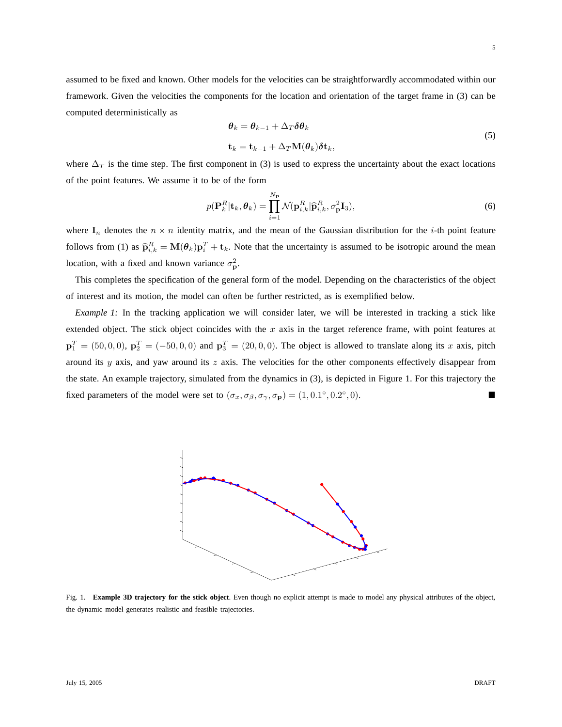assumed to be fixed and known. Other models for the velocities can be straightforwardly accommodated within our framework. Given the velocities the components for the location and orientation of the target frame in (3) can be computed deterministically as

$$
\begin{aligned}
\boldsymbol{\theta}_k &= \boldsymbol{\theta}_{k-1} + \Delta_T \boldsymbol{\delta\theta}_k \\
\mathbf{t}_k &= \mathbf{t}_{k-1} + \Delta_T \mathbf{M}(\boldsymbol{\theta}_k) \boldsymbol{\delta}\mathbf{t}_k,
\end{aligned}
\tag{5}
$$

where $\Delta_T$ is the time step. The first component in (3) is used to express the uncertainty about the exact locations of the point features. We assume it to be of the form

$$
p(\mathbf{P}_k^R | \mathbf{t}_k, \boldsymbol{\theta}_k) = \prod_{i=1}^{N_\mathbf{P}} \mathcal{N}(\mathbf{p}_{i,k}^R | \widehat{\mathbf{p}}_{i,k}^R, \sigma_\mathbf{P}^2 \mathbf{I}_3),
\tag{6}
$$

where $\mathbf{I}_n$ denotes the $n \times n$ identity matrix, and the mean of the Gaussian distribution for the $i$-th point feature follows from (1) as $\widehat{\mathbf{p}}_{i,k}^R = \mathbf{M}(\boldsymbol{\theta}_k)\mathbf{p}_i^T + \mathbf{t}_k$. Note that the uncertainty is assumed to be isotropic around the mean location, with a fixed and known variance $\sigma_\mathbf{P}^2$.

This completes the specification of the general form of the model. Depending on the characteristics of the object of interest and its motion, the model can often be further restricted, as is exemplified below.

*Example 1:* In the tracking application we will consider later, we will be interested in tracking a stick like extended object. The stick object coincides with the $x$ axis in the target reference frame, with point features at $\mathbf{p}_1^T = (50, 0, 0)$, $\mathbf{p}_2^T = (-50, 0, 0)$ and $\mathbf{p}_3^T = (20, 0, 0)$. The object is allowed to translate along its $x$ axis, pitch around its $y$ axis, and yaw around its $z$ axis. The velocities for the other components effectively disappear from the state. An example trajectory, simulated from the dynamics in (3), is depicted in Figure 1. For this trajectory the fixed parameters of the model were set to $(\sigma_x, \sigma_\beta, \sigma_\gamma, \sigma_\mathbf{P}) = (1, 0.1^\circ, 0.2^\circ, 0)$. ∎

Fig. 1. **Example 3D trajectory for the stick object**. Even though no explicit attempt is made to model any physical attributes of the object, the dynamic model generates realistic and feasible trajectories.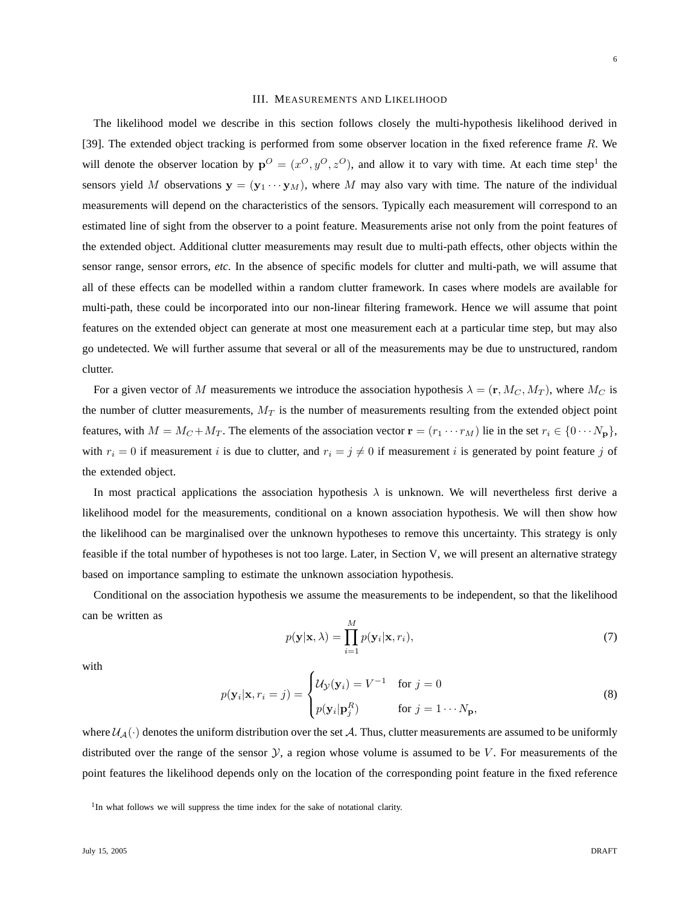## III. MEASUREMENTS AND LIKELIHOOD

The likelihood model we describe in this section follows closely the multi-hypothesis likelihood derived in [39]. The extended object tracking is performed from some observer location in the fixed reference frame $R$. We will denote the observer location by $\mathbf{p}^O = (x^O, y^O, z^O)$, and allow it to vary with time. At each time step[1] the sensors yield $M$ observations $\mathbf{y} = (\mathbf{y}_1 \cdots \mathbf{y}_M)$, where $M$ may also vary with time. The nature of the individual measurements will depend on the characteristics of the sensors. Typically each measurement will correspond to an estimated line of sight from the observer to a point feature. Measurements arise not only from the point features of the extended object. Additional clutter measurements may result due to multi-path effects, other objects within the sensor range, sensor errors, *etc*. In the absence of specific models for clutter and multi-path, we will assume that all of these effects can be modelled within a random clutter framework. In cases where models are available for multi-path, these could be incorporated into our non-linear filtering framework. Hence we will assume that point features on the extended object can generate at most one measurement each at a particular time step, but may also go undetected. We will further assume that several or all of the measurements may be due to unstructured, random clutter.

For a given vector of $M$ measurements we introduce the association hypothesis $\lambda = (\mathbf{r}, M_C, M_T)$, where $M_C$ is the number of clutter measurements, $M_T$ is the number of measurements resulting from the extended object point features, with $M = M_C + M_T$. The elements of the association vector $\mathbf{r} = (r_1 \cdots r_M)$ lie in the set $r_i \in \{0 \cdots N_{\mathbf{p}}\}$, with $r_i = 0$ if measurement $i$ is due to clutter, and $r_i = j \neq 0$ if measurement $i$ is generated by point feature $j$ of the extended object.

In most practical applications the association hypothesis $\lambda$ is unknown. We will nevertheless first derive a likelihood model for the measurements, conditional on a known association hypothesis. We will then show how the likelihood can be marginalised over the unknown hypotheses to remove this uncertainty. This strategy is only feasible if the total number of hypotheses is not too large. Later, in Section V, we will present an alternative strategy based on importance sampling to estimate the unknown association hypothesis.

Conditional on the association hypothesis we assume the measurements to be independent, so that the likelihood can be written as

$$p(\mathbf{y}|\mathbf{x}, \lambda) = \prod_{i=1}^{M} p(\mathbf{y}_i|\mathbf{x}, r_i), \tag{7}$$

with

$$p(\mathbf{y}_i|\mathbf{x}, r_i = j) = \begin{cases} \mathcal{U}_{\mathcal{Y}}(\mathbf{y}_i) = V^{-1} & \text{for } j = 0 \\ p(\mathbf{y}_i|\mathbf{p}_j^R) & \text{for } j = 1 \cdots N_{\mathbf{p}}, \end{cases} \tag{8}$$

where $\mathcal{U}_{\mathcal{A}}(\cdot)$ denotes the uniform distribution over the set $\mathcal{A}$. Thus, clutter measurements are assumed to be uniformly distributed over the range of the sensor $\mathcal{Y}$, a region whose volume is assumed to be $V$. For measurements of the point features the likelihood depends only on the location of the corresponding point feature in the fixed reference

[1] In what follows we will suppress the time index for the sake of notational clarity.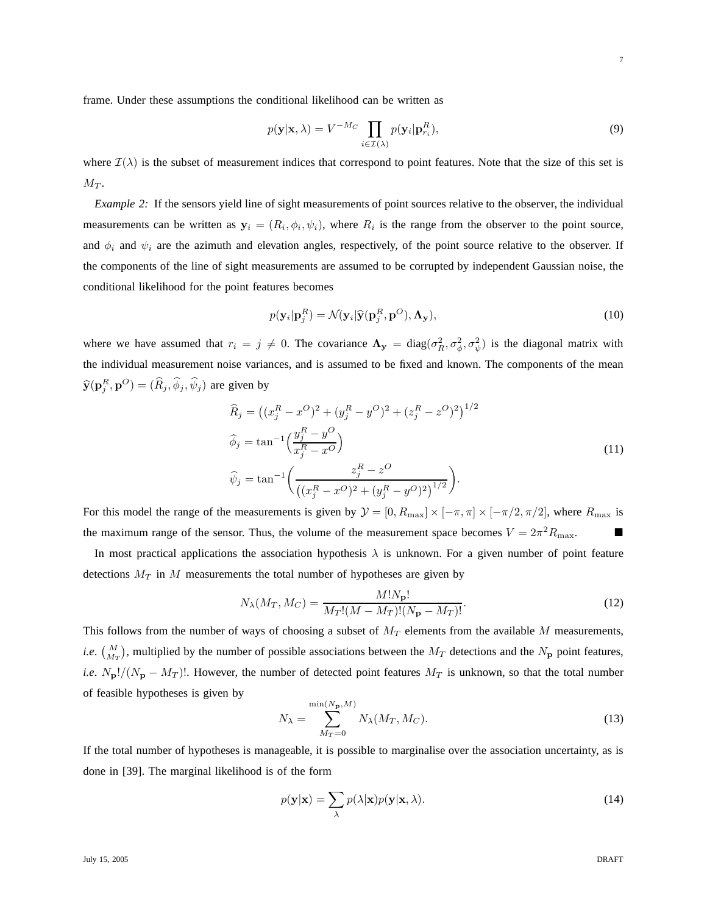frame. Under these assumptions the conditional likelihood can be written as

$$p(\mathbf{y}|\mathbf{x}, \lambda) = V^{-M_C} \prod_{i \in \mathcal{I}(\lambda)} p(\mathbf{y}_i|\mathbf{p}_{r_i}^R), \tag{9}$$

where $\mathcal{I}(\lambda)$ is the subset of measurement indices that correspond to point features. Note that the size of this set is $M_T$.

*Example 2:* If the sensors yield line of sight measurements of point sources relative to the observer, the individual measurements can be written as $\mathbf{y}_i = (R_i, \phi_i, \psi_i)$, where $R_i$ is the range from the observer to the point source, and $\phi_i$ and $\psi_i$ are the azimuth and elevation angles, respectively, of the point source relative to the observer. If the components of the line of sight measurements are assumed to be corrupted by independent Gaussian noise, the conditional likelihood for the point features becomes

$$p(\mathbf{y}_i|\mathbf{p}_j^R) = \mathcal{N}(\mathbf{y}_i|\widehat{\mathbf{y}}(\mathbf{p}_j^R, \mathbf{p}^O), \mathbf{\Lambda}_\mathbf{y}), \tag{10}$$

where we have assumed that $r_i = j \neq 0$. The covariance $\mathbf{\Lambda}_\mathbf{y} = \text{diag}(\sigma_R^2, \sigma_\phi^2, \sigma_\psi^2)$ is the diagonal matrix with the individual measurement noise variances, and is assumed to be fixed and known. The components of the mean $\widehat{\mathbf{y}}(\mathbf{p}_j^R, \mathbf{p}^O) = (\widehat{R}_j, \widehat{\phi}_j, \widehat{\psi}_j)$ are given by

$$\begin{aligned}
\widehat{R}_j &= \left((x_j^R - x^O)^2 + (y_j^R - y^O)^2 + (z_j^R - z^O)^2\right)^{1/2} \\
\widehat{\phi}_j &= \tan^{-1}\Big(\frac{y_j^R - y^O}{x_j^R - x^O}\Big) \\
\widehat{\psi}_j &= \tan^{-1}\bigg(\frac{z_j^R - z^O}{\left((x_j^R - x^O)^2 + (y_j^R - y^O)^2\right)^{1/2}}\bigg).
\end{aligned} \tag{11}$$

For this model the range of the measurements is given by $\mathcal{Y} = [0, R_{\max}] \times [-\pi, \pi] \times [-\pi/2, \pi/2]$, where $R_{\max}$ is the maximum range of the sensor. Thus, the volume of the measurement space becomes $V = 2\pi^2 R_{\max}$. ■

In most practical applications the association hypothesis $\lambda$ is unknown. For a given number of point feature detections $M_T$ in $M$ measurements the total number of hypotheses are given by

$$N_\lambda(M_T, M_C) = \frac{M! N_\mathbf{p}!}{M_T!(M - M_T)!(N_\mathbf{p} - M_T)!}. \tag{12}$$

This follows from the number of ways of choosing a subset of $M_T$ elements from the available $M$ measurements, *i.e.* $\binom{M}{M_T}$, multiplied by the number of possible associations between the $M_T$ detections and the $N_\mathbf{p}$ point features, *i.e.* $N_\mathbf{p}!/(N_\mathbf{p} - M_T)!$. However, the number of detected point features $M_T$ is unknown, so that the total number of feasible hypotheses is given by

$$N_\lambda = \sum_{M_T=0}^{\min(N_\mathbf{p}, M)} N_\lambda(M_T, M_C). \tag{13}$$

If the total number of hypotheses is manageable, it is possible to marginalise over the association uncertainty, as is done in [39]. The marginal likelihood is of the form

$$p(\mathbf{y}|\mathbf{x}) = \sum_\lambda p(\lambda|\mathbf{x}) p(\mathbf{y}|\mathbf{x}, \lambda). \tag{14}$$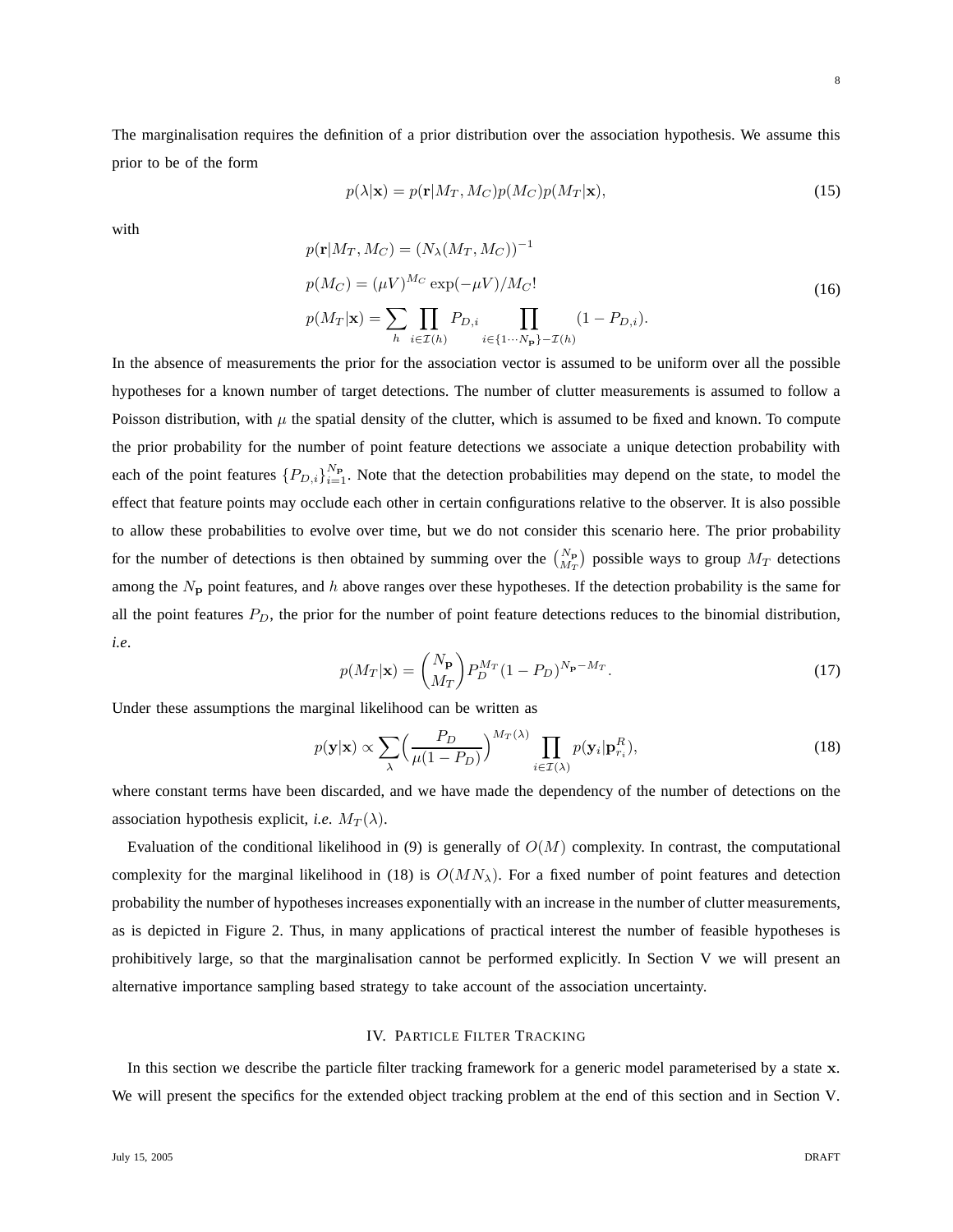The marginalisation requires the definition of a prior distribution over the association hypothesis. We assume this prior to be of the form

$$p(\lambda|\mathbf{x}) = p(\mathbf{r}|M_T, M_C)p(M_C)p(M_T|\mathbf{x}), \tag{15}$$

with

$$\begin{aligned}
p(\mathbf{r}|M_T, M_C) &= (N_\lambda(M_T, M_C))^{-1} \\
p(M_C) &= (\mu V)^{M_C} \exp(-\mu V)/M_C! \\
p(M_T|\mathbf{x}) &= \sum_h \prod_{i \in \mathcal{I}(h)} P_{D,i} \prod_{i \in \{1 \cdots N_\mathbf{P}\} - \mathcal{I}(h)} (1 - P_{D,i}).
\end{aligned} \tag{16}$$

In the absence of measurements the prior for the association vector is assumed to be uniform over all the possible hypotheses for a known number of target detections. The number of clutter measurements is assumed to follow a Poisson distribution, with $\mu$ the spatial density of the clutter, which is assumed to be fixed and known. To compute the prior probability for the number of point feature detections we associate a unique detection probability with each of the point features $\{P_{D,i}\}_{i=1}^{N_\mathbf{P}}$. Note that the detection probabilities may depend on the state, to model the effect that feature points may occlude each other in certain configurations relative to the observer. It is also possible to allow these probabilities to evolve over time, but we do not consider this scenario here. The prior probability for the number of detections is then obtained by summing over the $\binom{N_\mathbf{P}}{M_T}$ possible ways to group $M_T$ detections among the $N_\mathbf{P}$ point features, and $h$ above ranges over these hypotheses. If the detection probability is the same for all the point features $P_D$, the prior for the number of point feature detections reduces to the binomial distribution, *i.e.*

$$p(M_T|\mathbf{x}) = \binom{N_\mathbf{P}}{M_T} P_D^{M_T} (1 - P_D)^{N_\mathbf{P} - M_T}. \tag{17}$$

Under these assumptions the marginal likelihood can be written as

$$p(\mathbf{y}|\mathbf{x}) \propto \sum_\lambda \Big( \frac{P_D}{\mu(1 - P_D)} \Big)^{M_T(\lambda)} \prod_{i \in \mathcal{I}(\lambda)} p(\mathbf{y}_i | \mathbf{p}_{r_i}^R), \tag{18}$$

where constant terms have been discarded, and we have made the dependency of the number of detections on the association hypothesis explicit, *i.e.* $M_T(\lambda)$.

Evaluation of the conditional likelihood in (9) is generally of $O(M)$ complexity. In contrast, the computational complexity for the marginal likelihood in (18) is $O(MN_\lambda)$. For a fixed number of point features and detection probability the number of hypotheses increases exponentially with an increase in the number of clutter measurements, as is depicted in Figure 2. Thus, in many applications of practical interest the number of feasible hypotheses is prohibitively large, so that the marginalisation cannot be performed explicitly. In Section V we will present an alternative importance sampling based strategy to take account of the association uncertainty.

## IV. Particle Filter Tracking

In this section we describe the particle filter tracking framework for a generic model parameterised by a state $\mathbf{x}$. We will present the specifics for the extended object tracking problem at the end of this section and in Section V.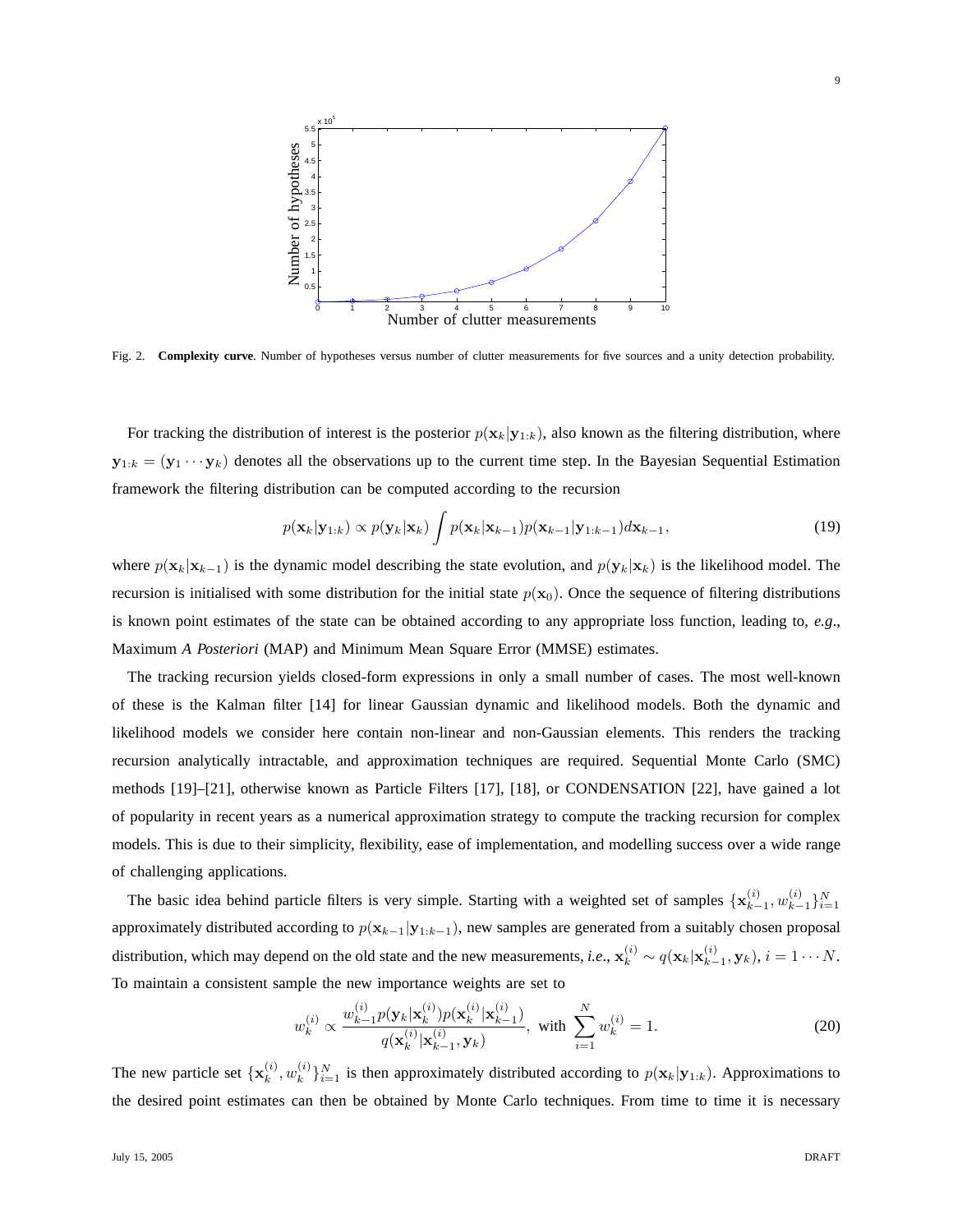Fig. 2. **Complexity curve**. Number of hypotheses versus number of clutter measurements for five sources and a unity detection probability.

For tracking the distribution of interest is the posterior $p(\mathbf{x}_k|\mathbf{y}_{1:k})$, also known as the filtering distribution, where $\mathbf{y}_{1:k} = (\mathbf{y}_1 \cdots \mathbf{y}_k)$ denotes all the observations up to the current time step. In the Bayesian Sequential Estimation framework the filtering distribution can be computed according to the recursion

$$p(\mathbf{x}_k|\mathbf{y}_{1:k}) \propto p(\mathbf{y}_k|\mathbf{x}_k) \int p(\mathbf{x}_k|\mathbf{x}_{k-1}) p(\mathbf{x}_{k-1}|\mathbf{y}_{1:k-1}) d\mathbf{x}_{k-1}, \tag{19}$$

where $p(\mathbf{x}_k|\mathbf{x}_{k-1})$ is the dynamic model describing the state evolution, and $p(\mathbf{y}_k|\mathbf{x}_k)$ is the likelihood model. The recursion is initialised with some distribution for the initial state $p(\mathbf{x}_0)$. Once the sequence of filtering distributions is known point estimates of the state can be obtained according to any appropriate loss function, leading to, *e.g.*, Maximum *A Posteriori* (MAP) and Minimum Mean Square Error (MMSE) estimates.

The tracking recursion yields closed-form expressions in only a small number of cases. The most well-known of these is the Kalman filter [14] for linear Gaussian dynamic and likelihood models. Both the dynamic and likelihood models we consider here contain non-linear and non-Gaussian elements. This renders the tracking recursion analytically intractable, and approximation techniques are required. Sequential Monte Carlo (SMC) methods [19]–[21], otherwise known as Particle Filters [17], [18], or CONDENSATION [22], have gained a lot of popularity in recent years as a numerical approximation strategy to compute the tracking recursion for complex models. This is due to their simplicity, flexibility, ease of implementation, and modelling success over a wide range of challenging applications.

The basic idea behind particle filters is very simple. Starting with a weighted set of samples $\{\mathbf{x}_{k-1}^{(i)}, w_{k-1}^{(i)}\}_{i=1}^N$ approximately distributed according to $p(\mathbf{x}_{k-1}|\mathbf{y}_{1:k-1})$, new samples are generated from a suitably chosen proposal distribution, which may depend on the old state and the new measurements, *i.e.*, $\mathbf{x}_k^{(i)} \sim q(\mathbf{x}_k|\mathbf{x}_{k-1}^{(i)}, \mathbf{y}_k)$, $i = 1 \cdots N$. To maintain a consistent sample the new importance weights are set to

$$w_k^{(i)} \propto \frac{w_{k-1}^{(i)} p(\mathbf{y}_k|\mathbf{x}_k^{(i)}) p(\mathbf{x}_k^{(i)}|\mathbf{x}_{k-1}^{(i)})}{q(\mathbf{x}_k^{(i)}|\mathbf{x}_{k-1}^{(i)}, \mathbf{y}_k)}, \text{ with } \sum_{i=1}^N w_k^{(i)} = 1. \tag{20}$$

The new particle set $\{\mathbf{x}_k^{(i)}, w_k^{(i)}\}_{i=1}^N$ is then approximately distributed according to $p(\mathbf{x}_k|\mathbf{y}_{1:k})$. Approximations to the desired point estimates can then be obtained by Monte Carlo techniques. From time to time it is necessary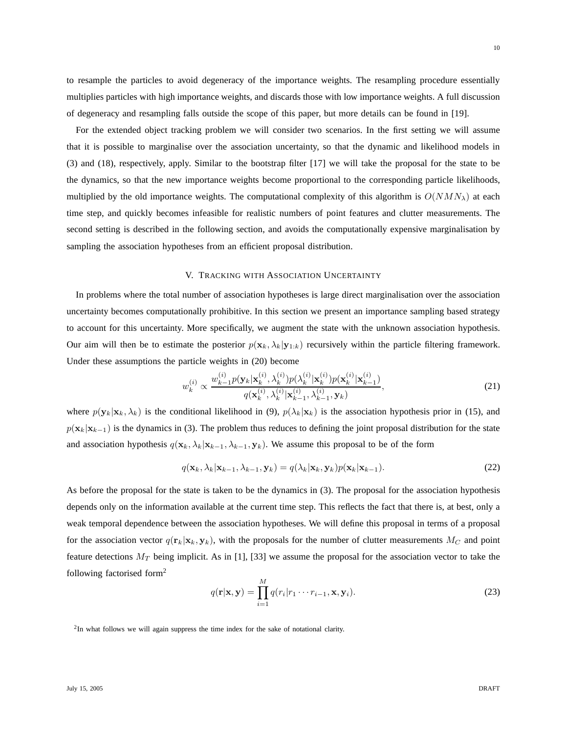to resample the particles to avoid degeneracy of the importance weights. The resampling procedure essentially multiplies particles with high importance weights, and discards those with low importance weights. A full discussion of degeneracy and resampling falls outside the scope of this paper, but more details can be found in [19].

For the extended object tracking problem we will consider two scenarios. In the first setting we will assume that it is possible to marginalise over the association uncertainty, so that the dynamic and likelihood models in (3) and (18), respectively, apply. Similar to the bootstrap filter [17] we will take the proposal for the state to be the dynamics, so that the new importance weights become proportional to the corresponding particle likelihoods, multiplied by the old importance weights. The computational complexity of this algorithm is $O(NMN_\lambda)$ at each time step, and quickly becomes infeasible for realistic numbers of point features and clutter measurements. The second setting is described in the following section, and avoids the computationally expensive marginalisation by sampling the association hypotheses from an efficient proposal distribution.

## V. Tracking with Association Uncertainty

In problems where the total number of association hypotheses is large direct marginalisation over the association uncertainty becomes computationally prohibitive. In this section we present an importance sampling based strategy to account for this uncertainty. More specifically, we augment the state with the unknown association hypothesis. Our aim will then be to estimate the posterior $p(\mathbf{x}_k, \lambda_k|\mathbf{y}_{1:k})$ recursively within the particle filtering framework. Under these assumptions the particle weights in (20) become

$$w_k^{(i)} \propto \frac{w_{k-1}^{(i)} p(\mathbf{y}_k|\mathbf{x}_k^{(i)}, \lambda_k^{(i)}) p(\lambda_k^{(i)}|\mathbf{x}_k^{(i)}) p(\mathbf{x}_k^{(i)}|\mathbf{x}_{k-1}^{(i)})}{q(\mathbf{x}_k^{(i)}, \lambda_k^{(i)}|\mathbf{x}_{k-1}^{(i)}, \lambda_{k-1}^{(i)}, \mathbf{y}_k)}, \tag{21}$$

where $p(\mathbf{y}_k|\mathbf{x}_k, \lambda_k)$ is the conditional likelihood in (9), $p(\lambda_k|\mathbf{x}_k)$ is the association hypothesis prior in (15), and $p(\mathbf{x}_k|\mathbf{x}_{k-1})$ is the dynamics in (3). The problem thus reduces to defining the joint proposal distribution for the state and association hypothesis $q(\mathbf{x}_k, \lambda_k|\mathbf{x}_{k-1}, \lambda_{k-1}, \mathbf{y}_k)$. We assume this proposal to be of the form

$$q(\mathbf{x}_k, \lambda_k|\mathbf{x}_{k-1}, \lambda_{k-1}, \mathbf{y}_k) = q(\lambda_k|\mathbf{x}_k, \mathbf{y}_k) p(\mathbf{x}_k|\mathbf{x}_{k-1}). \tag{22}$$

As before the proposal for the state is taken to be the dynamics in (3). The proposal for the association hypothesis depends only on the information available at the current time step. This reflects the fact that there is, at best, only a weak temporal dependence between the association hypotheses. We will define this proposal in terms of a proposal for the association vector $q(\mathbf{r}_k|\mathbf{x}_k, \mathbf{y}_k)$, with the proposals for the number of clutter measurements $M_C$ and point feature detections $M_T$ being implicit. As in [1], [33] we assume the proposal for the association vector to take the following factorised form[2]

$$q(\mathbf{r}|\mathbf{x}, \mathbf{y}) = \prod_{i=1}^{M} q(r_i|r_1 \cdots r_{i-1}, \mathbf{x}, \mathbf{y}_i). \tag{23}$$

[2]In what follows we will again suppress the time index for the sake of notational clarity.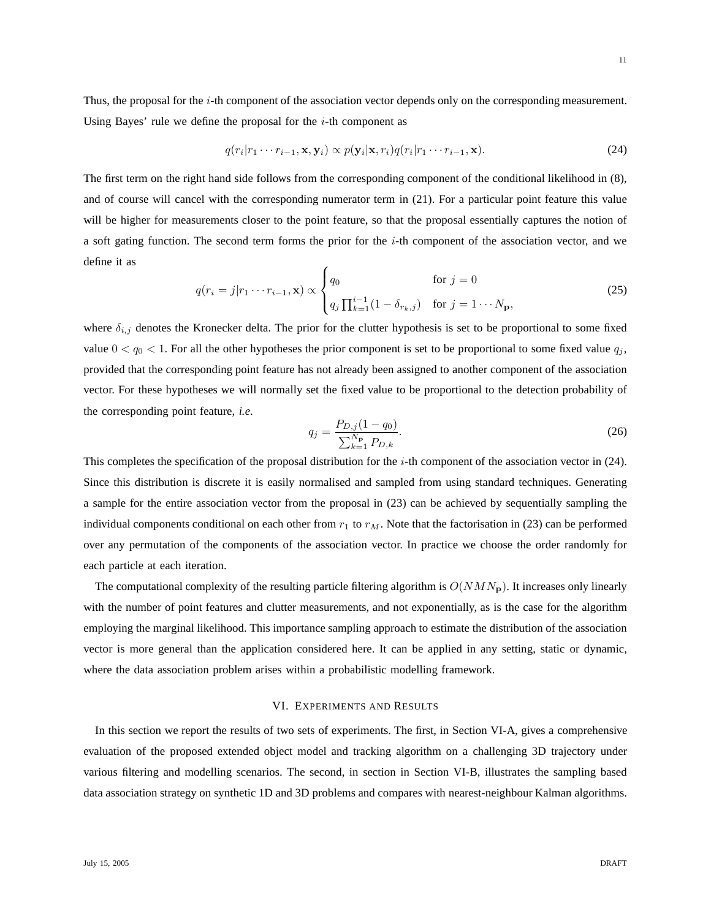Thus, the proposal for the $i$-th component of the association vector depends only on the corresponding measurement. Using Bayes' rule we define the proposal for the $i$-th component as

$$q(r_i|r_1 \cdots r_{i-1}, \mathbf{x}, \mathbf{y}_i) \propto p(\mathbf{y}_i|\mathbf{x}, r_i) q(r_i|r_1 \cdots r_{i-1}, \mathbf{x}). \tag{24}$$

The first term on the right hand side follows from the corresponding component of the conditional likelihood in (8), and of course will cancel with the corresponding numerator term in (21). For a particular point feature this value will be higher for measurements closer to the point feature, so that the proposal essentially captures the notion of a soft gating function. The second term forms the prior for the $i$-th component of the association vector, and we define it as

$$q(r_i = j|r_1 \cdots r_{i-1}, \mathbf{x}) \propto \begin{cases} q_0 & \text{for } j = 0 \\ q_j \prod_{k=1}^{i-1}(1 - \delta_{r_k,j}) & \text{for } j = 1 \cdots N_{\mathbf{P}}, \end{cases} \tag{25}$$

where $\delta_{i,j}$ denotes the Kronecker delta. The prior for the clutter hypothesis is set to be proportional to some fixed value $0 < q_0 < 1$. For all the other hypotheses the prior component is set to be proportional to some fixed value $q_j$, provided that the corresponding point feature has not already been assigned to another component of the association vector. For these hypotheses we will normally set the fixed value to be proportional to the detection probability of the corresponding point feature, *i.e.*

$$q_j = \frac{P_{D,j}(1 - q_0)}{\sum_{k=1}^{N_{\mathbf{P}}} P_{D,k}}. \tag{26}$$

This completes the specification of the proposal distribution for the $i$-th component of the association vector in (24). Since this distribution is discrete it is easily normalised and sampled from using standard techniques. Generating a sample for the entire association vector from the proposal in (23) can be achieved by sequentially sampling the individual components conditional on each other from $r_1$ to $r_M$. Note that the factorisation in (23) can be performed over any permutation of the components of the association vector. In practice we choose the order randomly for each particle at each iteration.

The computational complexity of the resulting particle filtering algorithm is $O(NMN_{\mathbf{P}})$. It increases only linearly with the number of point features and clutter measurements, and not exponentially, as is the case for the algorithm employing the marginal likelihood. This importance sampling approach to estimate the distribution of the association vector is more general than the application considered here. It can be applied in any setting, static or dynamic, where the data association problem arises within a probabilistic modelling framework.

## VI. Experiments and Results

In this section we report the results of two sets of experiments. The first, in Section VI-A, gives a comprehensive evaluation of the proposed extended object model and tracking algorithm on a challenging 3D trajectory under various filtering and modelling scenarios. The second, in section in Section VI-B, illustrates the sampling based data association strategy on synthetic 1D and 3D problems and compares with nearest-neighbour Kalman algorithms.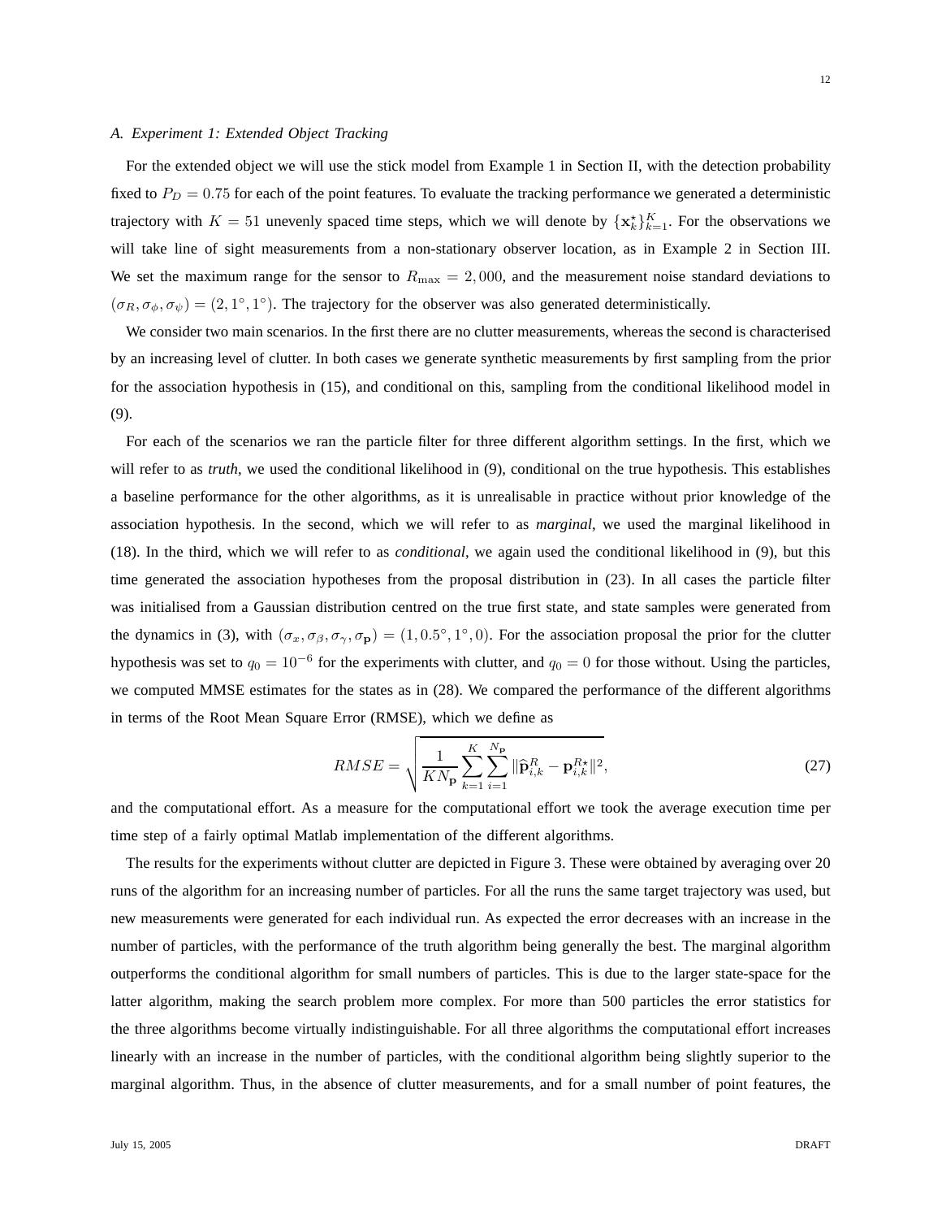### A. Experiment 1: Extended Object Tracking

For the extended object we will use the stick model from Example 1 in Section II, with the detection probability fixed to $P_D = 0.75$ for each of the point features. To evaluate the tracking performance we generated a deterministic trajectory with $K = 51$ unevenly spaced time steps, which we will denote by $\{\mathbf{x}_k^\star\}_{k=1}^K$. For the observations we will take line of sight measurements from a non-stationary observer location, as in Example 2 in Section III. We set the maximum range for the sensor to $R_{\max} = 2,000$, and the measurement noise standard deviations to $(\sigma_R, \sigma_\phi, \sigma_\psi) = (2, 1^\circ, 1^\circ)$. The trajectory for the observer was also generated deterministically.

We consider two main scenarios. In the first there are no clutter measurements, whereas the second is characterised by an increasing level of clutter. In both cases we generate synthetic measurements by first sampling from the prior for the association hypothesis in (15), and conditional on this, sampling from the conditional likelihood model in (9).

For each of the scenarios we ran the particle filter for three different algorithm settings. In the first, which we will refer to as *truth*, we used the conditional likelihood in (9), conditional on the true hypothesis. This establishes a baseline performance for the other algorithms, as it is unrealisable in practice without prior knowledge of the association hypothesis. In the second, which we will refer to as *marginal*, we used the marginal likelihood in (18). In the third, which we will refer to as *conditional*, we again used the conditional likelihood in (9), but this time generated the association hypotheses from the proposal distribution in (23). In all cases the particle filter was initialised from a Gaussian distribution centred on the true first state, and state samples were generated from the dynamics in (3), with $(\sigma_x, \sigma_\beta, \sigma_\gamma, \sigma_\mathbf{p}) = (1, 0.5^\circ, 1^\circ, 0)$. For the association proposal the prior for the clutter hypothesis was set to $q_0 = 10^{-6}$ for the experiments with clutter, and $q_0 = 0$ for those without. Using the particles, we computed MMSE estimates for the states as in (28). We compared the performance of the different algorithms in terms of the Root Mean Square Error (RMSE), which we define as

$$RMSE = \sqrt{\frac{1}{KN_\mathbf{p}} \sum_{k=1}^{K} \sum_{i=1}^{N_\mathbf{p}} \|\widehat{\mathbf{p}}_{i,k}^R - \mathbf{p}_{i,k}^{R\star}\|^2}, \tag{27}$$

and the computational effort. As a measure for the computational effort we took the average execution time per time step of a fairly optimal Matlab implementation of the different algorithms.

The results for the experiments without clutter are depicted in Figure 3. These were obtained by averaging over 20 runs of the algorithm for an increasing number of particles. For all the runs the same target trajectory was used, but new measurements were generated for each individual run. As expected the error decreases with an increase in the number of particles, with the performance of the truth algorithm being generally the best. The marginal algorithm outperforms the conditional algorithm for small numbers of particles. This is due to the larger state-space for the latter algorithm, making the search problem more complex. For more than 500 particles the error statistics for the three algorithms become virtually indistinguishable. For all three algorithms the computational effort increases linearly with an increase in the number of particles, with the conditional algorithm being slightly superior to the marginal algorithm. Thus, in the absence of clutter measurements, and for a small number of point features, the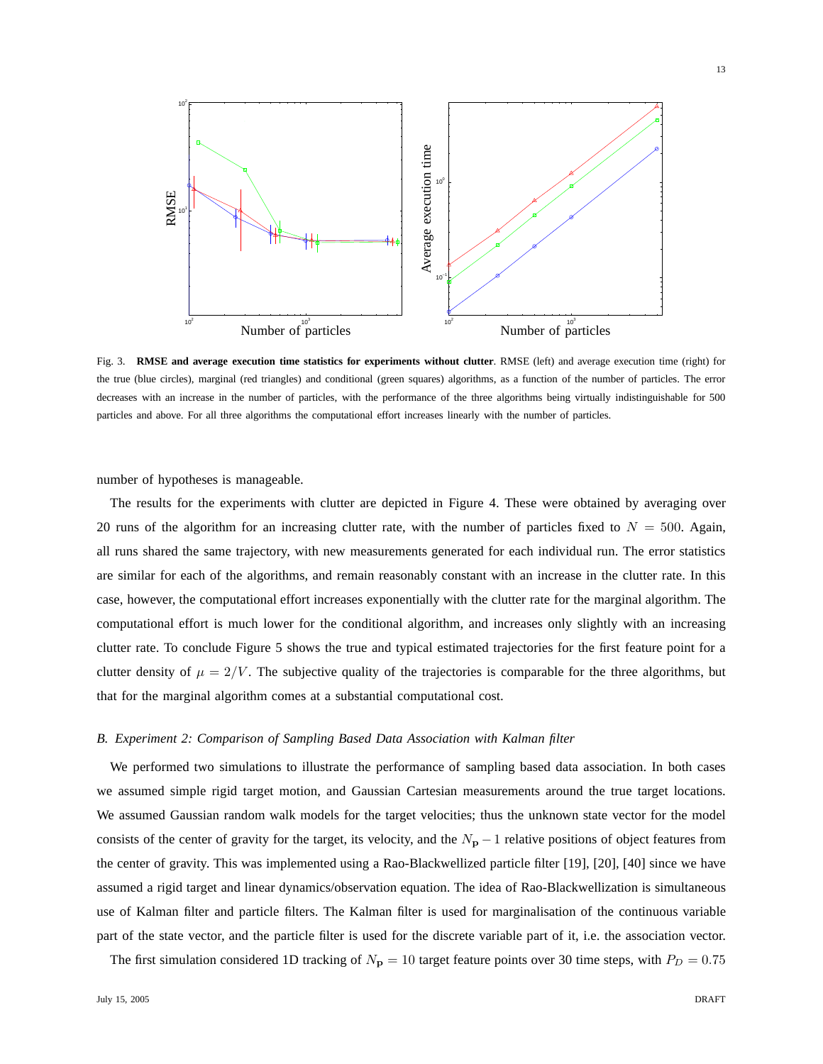Fig. 3. **RMSE and average execution time statistics for experiments without clutter**. RMSE (left) and average execution time (right) for the true (blue circles), marginal (red triangles) and conditional (green squares) algorithms, as a function of the number of particles. The error decreases with an increase in the number of particles, with the performance of the three algorithms being virtually indistinguishable for 500 particles and above. For all three algorithms the computational effort increases linearly with the number of particles.

number of hypotheses is manageable.

The results for the experiments with clutter are depicted in Figure 4. These were obtained by averaging over 20 runs of the algorithm for an increasing clutter rate, with the number of particles fixed to $N = 500$. Again, all runs shared the same trajectory, with new measurements generated for each individual run. The error statistics are similar for each of the algorithms, and remain reasonably constant with an increase in the clutter rate. In this case, however, the computational effort increases exponentially with the clutter rate for the marginal algorithm. The computational effort is much lower for the conditional algorithm, and increases only slightly with an increasing clutter rate. To conclude Figure 5 shows the true and typical estimated trajectories for the first feature point for a clutter density of $\mu = 2/V$. The subjective quality of the trajectories is comparable for the three algorithms, but that for the marginal algorithm comes at a substantial computational cost.

### *B. Experiment 2: Comparison of Sampling Based Data Association with Kalman filter*

We performed two simulations to illustrate the performance of sampling based data association. In both cases we assumed simple rigid target motion, and Gaussian Cartesian measurements around the true target locations. We assumed Gaussian random walk models for the target velocities; thus the unknown state vector for the model consists of the center of gravity for the target, its velocity, and the $N_{\mathbf{p}} - 1$ relative positions of object features from the center of gravity. This was implemented using a Rao-Blackwellized particle filter [19], [20], [40] since we have assumed a rigid target and linear dynamics/observation equation. The idea of Rao-Blackwellization is simultaneous use of Kalman filter and particle filters. The Kalman filter is used for marginalisation of the continuous variable part of the state vector, and the particle filter is used for the discrete variable part of it, i.e. the association vector.

The first simulation considered 1D tracking of $N_{\mathbf{p}} = 10$ target feature points over 30 time steps, with $P_D = 0.75$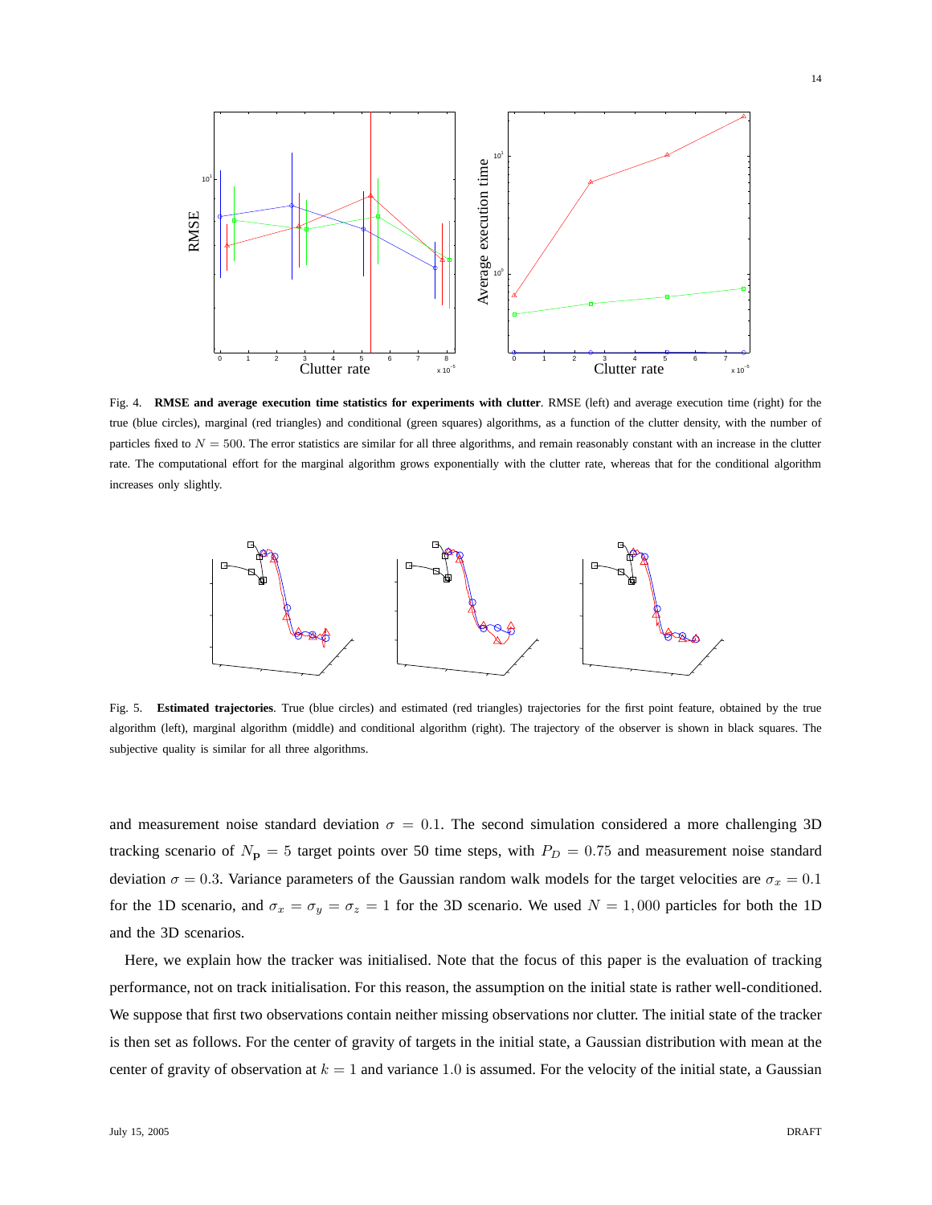Fig. 4. **RMSE and average execution time statistics for experiments with clutter**. RMSE (left) and average execution time (right) for the true (blue circles), marginal (red triangles) and conditional (green squares) algorithms, as a function of the clutter density, with the number of particles fixed to $N = 500$. The error statistics are similar for all three algorithms, and remain reasonably constant with an increase in the clutter rate. The computational effort for the marginal algorithm grows exponentially with the clutter rate, whereas that for the conditional algorithm increases only slightly.

Fig. 5. **Estimated trajectories**. True (blue circles) and estimated (red triangles) trajectories for the first point feature, obtained by the true algorithm (left), marginal algorithm (middle) and conditional algorithm (right). The trajectory of the observer is shown in black squares. The subjective quality is similar for all three algorithms.

and measurement noise standard deviation $\sigma = 0.1$. The second simulation considered a more challenging 3D tracking scenario of $N_{\mathbf{p}} = 5$ target points over 50 time steps, with $P_D = 0.75$ and measurement noise standard deviation $\sigma = 0.3$. Variance parameters of the Gaussian random walk models for the target velocities are $\sigma_x = 0.1$ for the 1D scenario, and $\sigma_x = \sigma_y = \sigma_z = 1$ for the 3D scenario. We used $N = 1,000$ particles for both the 1D and the 3D scenarios.

Here, we explain how the tracker was initialised. Note that the focus of this paper is the evaluation of tracking performance, not on track initialisation. For this reason, the assumption on the initial state is rather well-conditioned. We suppose that first two observations contain neither missing observations nor clutter. The initial state of the tracker is then set as follows. For the center of gravity of targets in the initial state, a Gaussian distribution with mean at the center of gravity of observation at $k = 1$ and variance $1.0$ is assumed. For the velocity of the initial state, a Gaussian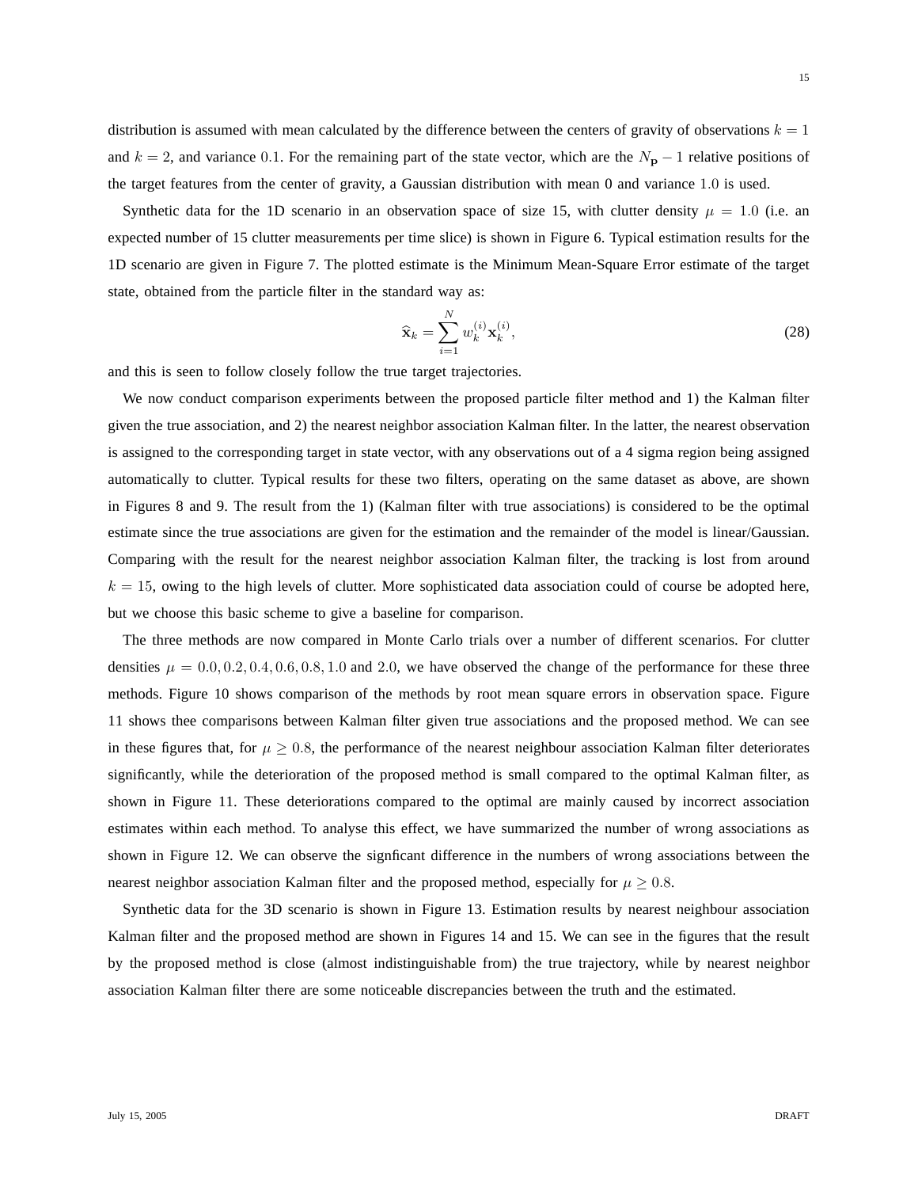distribution is assumed with mean calculated by the difference between the centers of gravity of observations $k = 1$ and $k = 2$, and variance $0.1$. For the remaining part of the state vector, which are the $N_{\mathbf{P}} - 1$ relative positions of the target features from the center of gravity, a Gaussian distribution with mean 0 and variance $1.0$ is used.

Synthetic data for the 1D scenario in an observation space of size 15, with clutter density $\mu = 1.0$ (i.e. an expected number of 15 clutter measurements per time slice) is shown in Figure 6. Typical estimation results for the 1D scenario are given in Figure 7. The plotted estimate is the Minimum Mean-Square Error estimate of the target state, obtained from the particle filter in the standard way as:

$$\widehat{\mathbf{x}}_k = \sum_{i=1}^{N} w_k^{(i)} \mathbf{x}_k^{(i)}, \tag{28}$$

and this is seen to follow closely follow the true target trajectories.

We now conduct comparison experiments between the proposed particle filter method and 1) the Kalman filter given the true association, and 2) the nearest neighbor association Kalman filter. In the latter, the nearest observation is assigned to the corresponding target in state vector, with any observations out of a 4 sigma region being assigned automatically to clutter. Typical results for these two filters, operating on the same dataset as above, are shown in Figures 8 and 9. The result from the 1) (Kalman filter with true associations) is considered to be the optimal estimate since the true associations are given for the estimation and the remainder of the model is linear/Gaussian. Comparing with the result for the nearest neighbor association Kalman filter, the tracking is lost from around $k = 15$, owing to the high levels of clutter. More sophisticated data association could of course be adopted here, but we choose this basic scheme to give a baseline for comparison.

The three methods are now compared in Monte Carlo trials over a number of different scenarios. For clutter densities $\mu = 0.0, 0.2, 0.4, 0.6, 0.8, 1.0$ and $2.0$, we have observed the change of the performance for these three methods. Figure 10 shows comparison of the methods by root mean square errors in observation space. Figure 11 shows thee comparisons between Kalman filter given true associations and the proposed method. We can see in these figures that, for $\mu \geq 0.8$, the performance of the nearest neighbour association Kalman filter deteriorates significantly, while the deterioration of the proposed method is small compared to the optimal Kalman filter, as shown in Figure 11. These deteriorations compared to the optimal are mainly caused by incorrect association estimates within each method. To analyse this effect, we have summarized the number of wrong associations as shown in Figure 12. We can observe the signficant difference in the numbers of wrong associations between the nearest neighbor association Kalman filter and the proposed method, especially for $\mu \geq 0.8$.

Synthetic data for the 3D scenario is shown in Figure 13. Estimation results by nearest neighbour association Kalman filter and the proposed method are shown in Figures 14 and 15. We can see in the figures that the result by the proposed method is close (almost indistinguishable from) the true trajectory, while by nearest neighbor association Kalman filter there are some noticeable discrepancies between the truth and the estimated.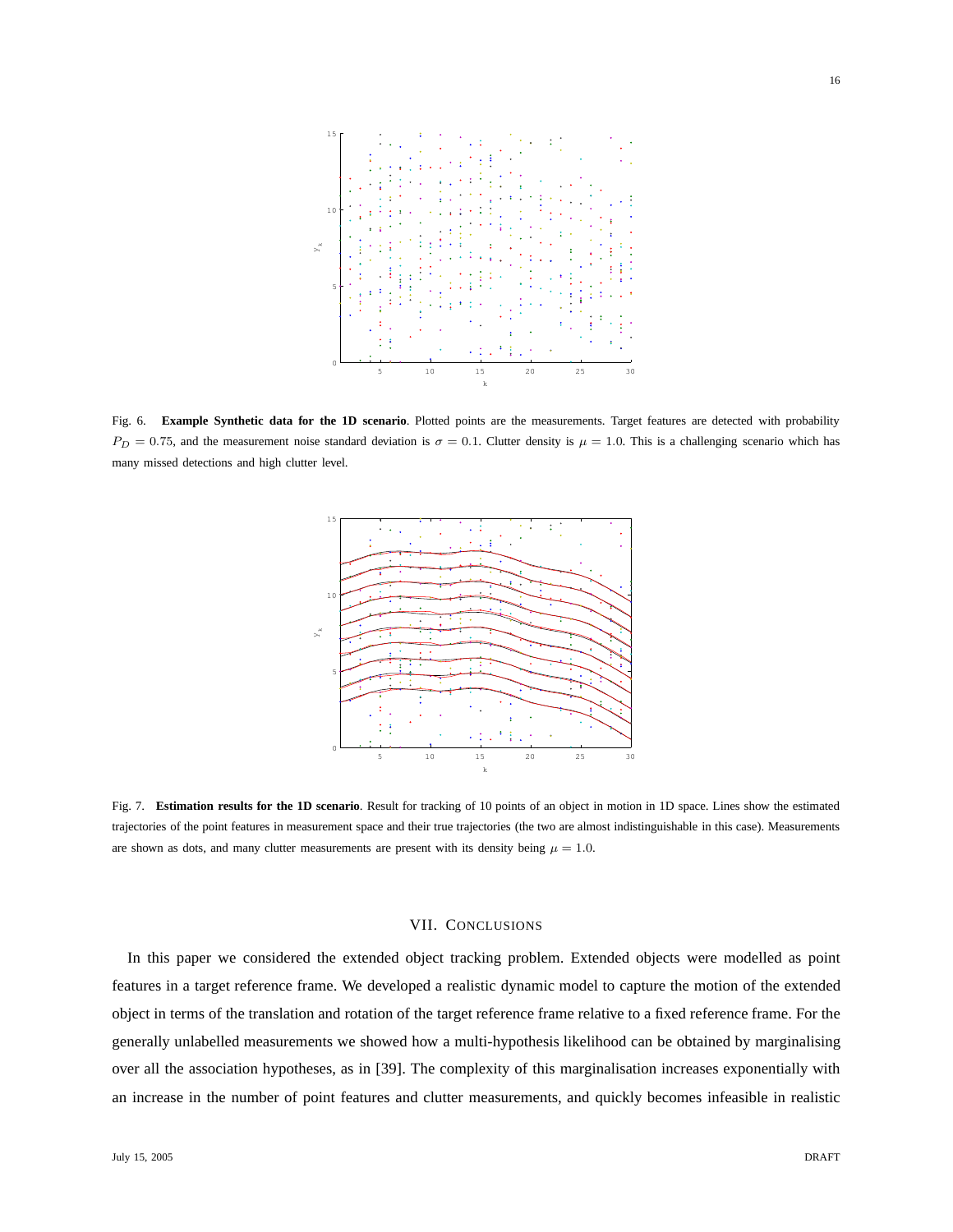Fig. 6. **Example Synthetic data for the 1D scenario**. Plotted points are the measurements. Target features are detected with probability $P_D = 0.75$, and the measurement noise standard deviation is $\sigma = 0.1$. Clutter density is $\mu = 1.0$. This is a challenging scenario which has many missed detections and high clutter level.

Fig. 7. **Estimation results for the 1D scenario**. Result for tracking of 10 points of an object in motion in 1D space. Lines show the estimated trajectories of the point features in measurement space and their true trajectories (the two are almost indistinguishable in this case). Measurements are shown as dots, and many clutter measurements are present with its density being $\mu = 1.0$.

## VII. Conclusions

In this paper we considered the extended object tracking problem. Extended objects were modelled as point features in a target reference frame. We developed a realistic dynamic model to capture the motion of the extended object in terms of the translation and rotation of the target reference frame relative to a fixed reference frame. For the generally unlabelled measurements we showed how a multi-hypothesis likelihood can be obtained by marginalising over all the association hypotheses, as in [39]. The complexity of this marginalisation increases exponentially with an increase in the number of point features and clutter measurements, and quickly becomes infeasible in realistic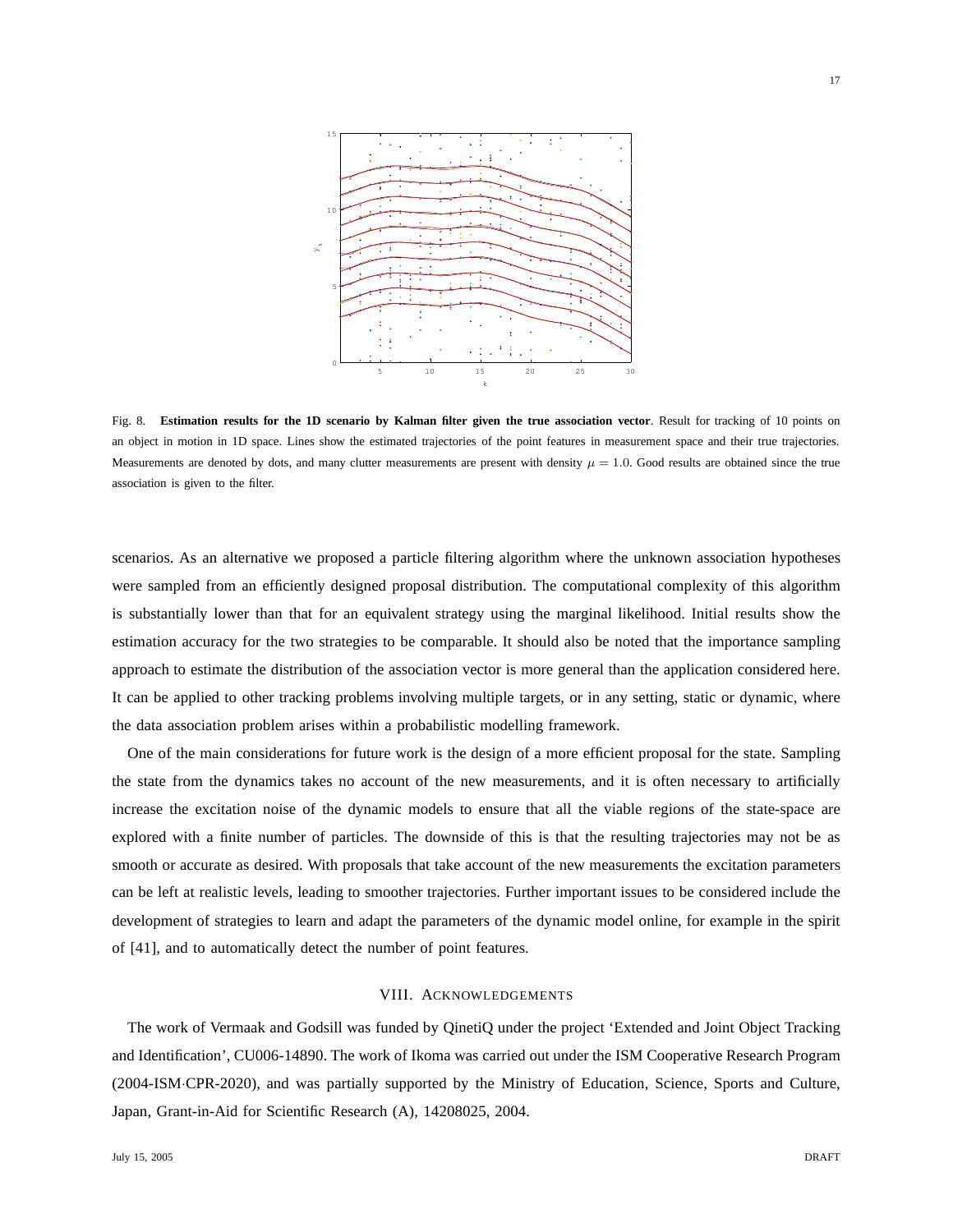Fig. 8. **Estimation results for the 1D scenario by Kalman filter given the true association vector**. Result for tracking of 10 points on an object in motion in 1D space. Lines show the estimated trajectories of the point features in measurement space and their true trajectories. Measurements are denoted by dots, and many clutter measurements are present with density $\mu = 1.0$. Good results are obtained since the true association is given to the filter.

scenarios. As an alternative we proposed a particle filtering algorithm where the unknown association hypotheses were sampled from an efficiently designed proposal distribution. The computational complexity of this algorithm is substantially lower than that for an equivalent strategy using the marginal likelihood. Initial results show the estimation accuracy for the two strategies to be comparable. It should also be noted that the importance sampling approach to estimate the distribution of the association vector is more general than the application considered here. It can be applied to other tracking problems involving multiple targets, or in any setting, static or dynamic, where the data association problem arises within a probabilistic modelling framework.

One of the main considerations for future work is the design of a more efficient proposal for the state. Sampling the state from the dynamics takes no account of the new measurements, and it is often necessary to artificially increase the excitation noise of the dynamic models to ensure that all the viable regions of the state-space are explored with a finite number of particles. The downside of this is that the resulting trajectories may not be as smooth or accurate as desired. With proposals that take account of the new measurements the excitation parameters can be left at realistic levels, leading to smoother trajectories. Further important issues to be considered include the development of strategies to learn and adapt the parameters of the dynamic model online, for example in the spirit of [41], and to automatically detect the number of point features.

## VIII. Acknowledgements

The work of Vermaak and Godsill was funded by QinetiQ under the project 'Extended and Joint Object Tracking and Identification', CU006-14890. The work of Ikoma was carried out under the ISM Cooperative Research Program (2004-ISM·CPR-2020), and was partially supported by the Ministry of Education, Science, Sports and Culture, Japan, Grant-in-Aid for Scientific Research (A), 14208025, 2004.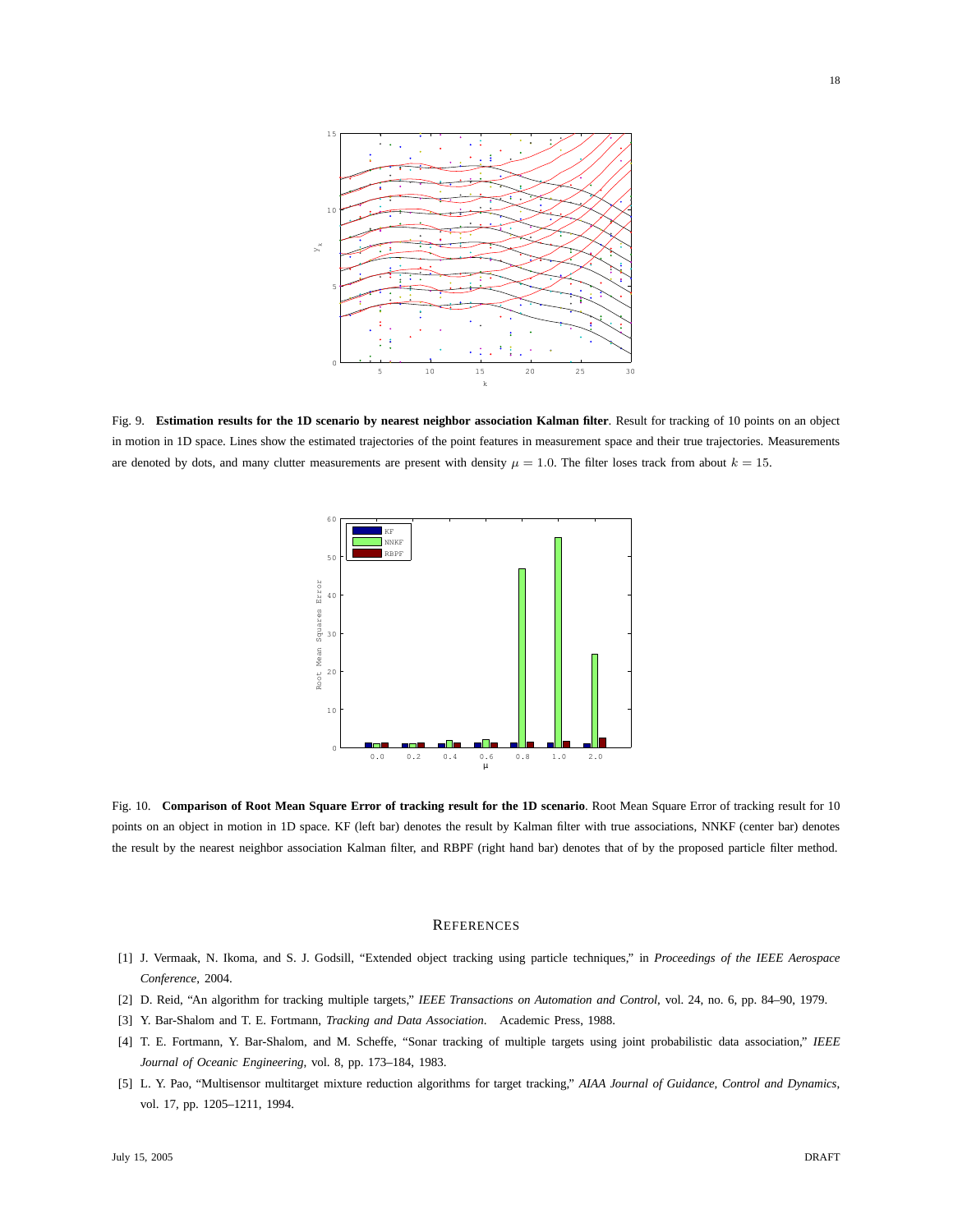Fig. 9. **Estimation results for the 1D scenario by nearest neighbor association Kalman filter**. Result for tracking of 10 points on an object in motion in 1D space. Lines show the estimated trajectories of the point features in measurement space and their true trajectories. Measurements are denoted by dots, and many clutter measurements are present with density $\mu = 1.0$. The filter loses track from about $k = 15$.

Fig. 10. **Comparison of Root Mean Square Error of tracking result for the 1D scenario**. Root Mean Square Error of tracking result for 10 points on an object in motion in 1D space. KF (left bar) denotes the result by Kalman filter with true associations, NNKF (center bar) denotes the result by the nearest neighbor association Kalman filter, and RBPF (right hand bar) denotes that of by the proposed particle filter method.

## References

[1] J. Vermaak, N. Ikoma, and S. J. Godsill, "Extended object tracking using particle techniques," in *Proceedings of the IEEE Aerospace Conference*, 2004.

[2] D. Reid, "An algorithm for tracking multiple targets," *IEEE Transactions on Automation and Control*, vol. 24, no. 6, pp. 84–90, 1979.

[3] Y. Bar-Shalom and T. E. Fortmann, *Tracking and Data Association*. Academic Press, 1988.

[4] T. E. Fortmann, Y. Bar-Shalom, and M. Scheffe, "Sonar tracking of multiple targets using joint probabilistic data association," *IEEE Journal of Oceanic Engineering*, vol. 8, pp. 173–184, 1983.

[5] L. Y. Pao, "Multisensor multitarget mixture reduction algorithms for target tracking," *AIAA Journal of Guidance, Control and Dynamics*, vol. 17, pp. 1205–1211, 1994.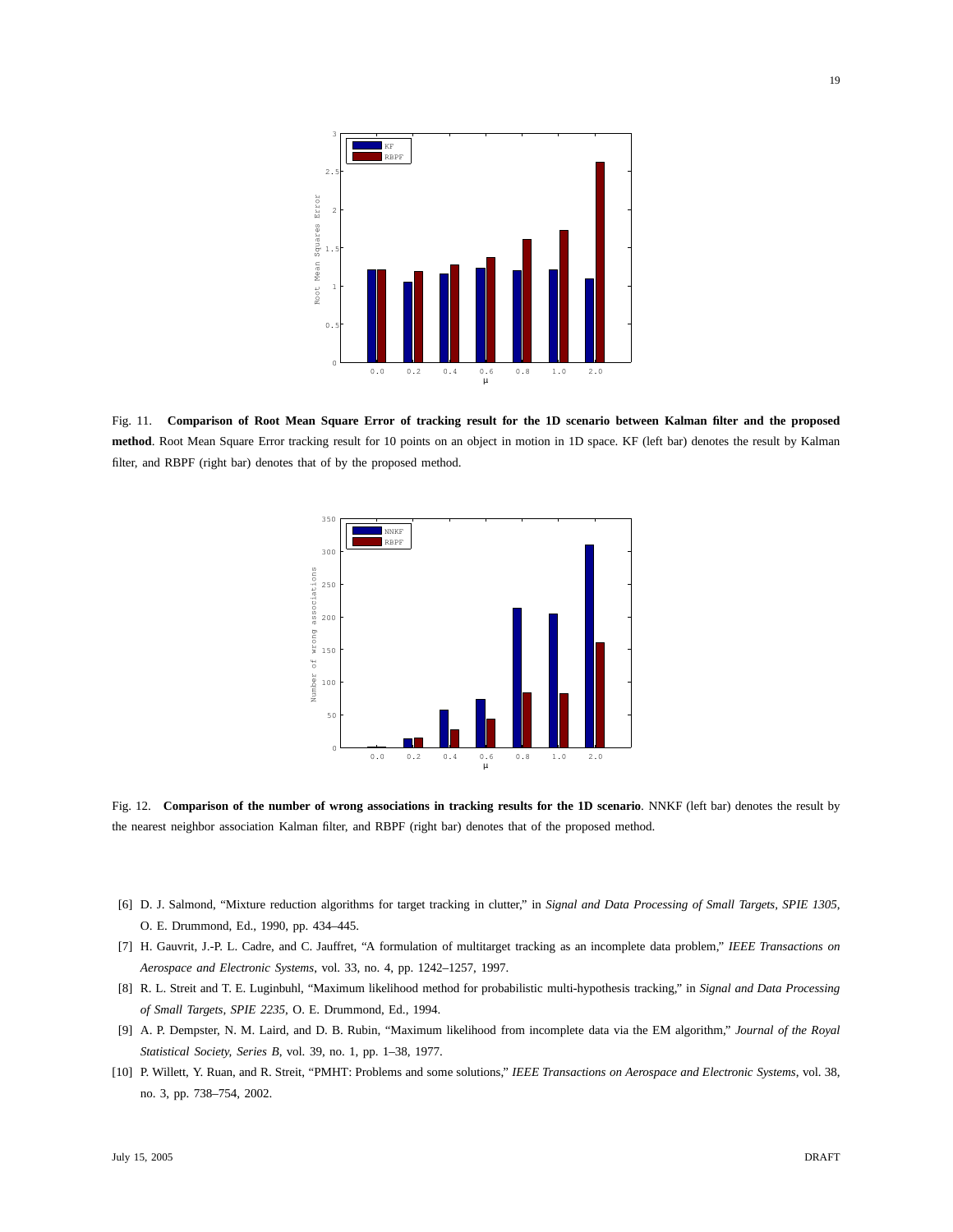Fig. 11. **Comparison of Root Mean Square Error of tracking result for the 1D scenario between Kalman filter and the proposed method**. Root Mean Square Error tracking result for 10 points on an object in motion in 1D space. KF (left bar) denotes the result by Kalman filter, and RBPF (right bar) denotes that of by the proposed method.

Fig. 12. **Comparison of the number of wrong associations in tracking results for the 1D scenario**. NNKF (left bar) denotes the result by the nearest neighbor association Kalman filter, and RBPF (right bar) denotes that of the proposed method.

[6] D. J. Salmond, "Mixture reduction algorithms for target tracking in clutter," in *Signal and Data Processing of Small Targets, SPIE 1305*, O. E. Drummond, Ed., 1990, pp. 434–445.

[7] H. Gauvrit, J.-P. L. Cadre, and C. Jauffret, "A formulation of multitarget tracking as an incomplete data problem," *IEEE Transactions on Aerospace and Electronic Systems*, vol. 33, no. 4, pp. 1242–1257, 1997.

[8] R. L. Streit and T. E. Luginbuhl, "Maximum likelihood method for probabilistic multi-hypothesis tracking," in *Signal and Data Processing of Small Targets, SPIE 2235*, O. E. Drummond, Ed., 1994.

[9] A. P. Dempster, N. M. Laird, and D. B. Rubin, "Maximum likelihood from incomplete data via the EM algorithm," *Journal of the Royal Statistical Society, Series B*, vol. 39, no. 1, pp. 1–38, 1977.

[10] P. Willett, Y. Ruan, and R. Streit, "PMHT: Problems and some solutions," *IEEE Transactions on Aerospace and Electronic Systems*, vol. 38, no. 3, pp. 738–754, 2002.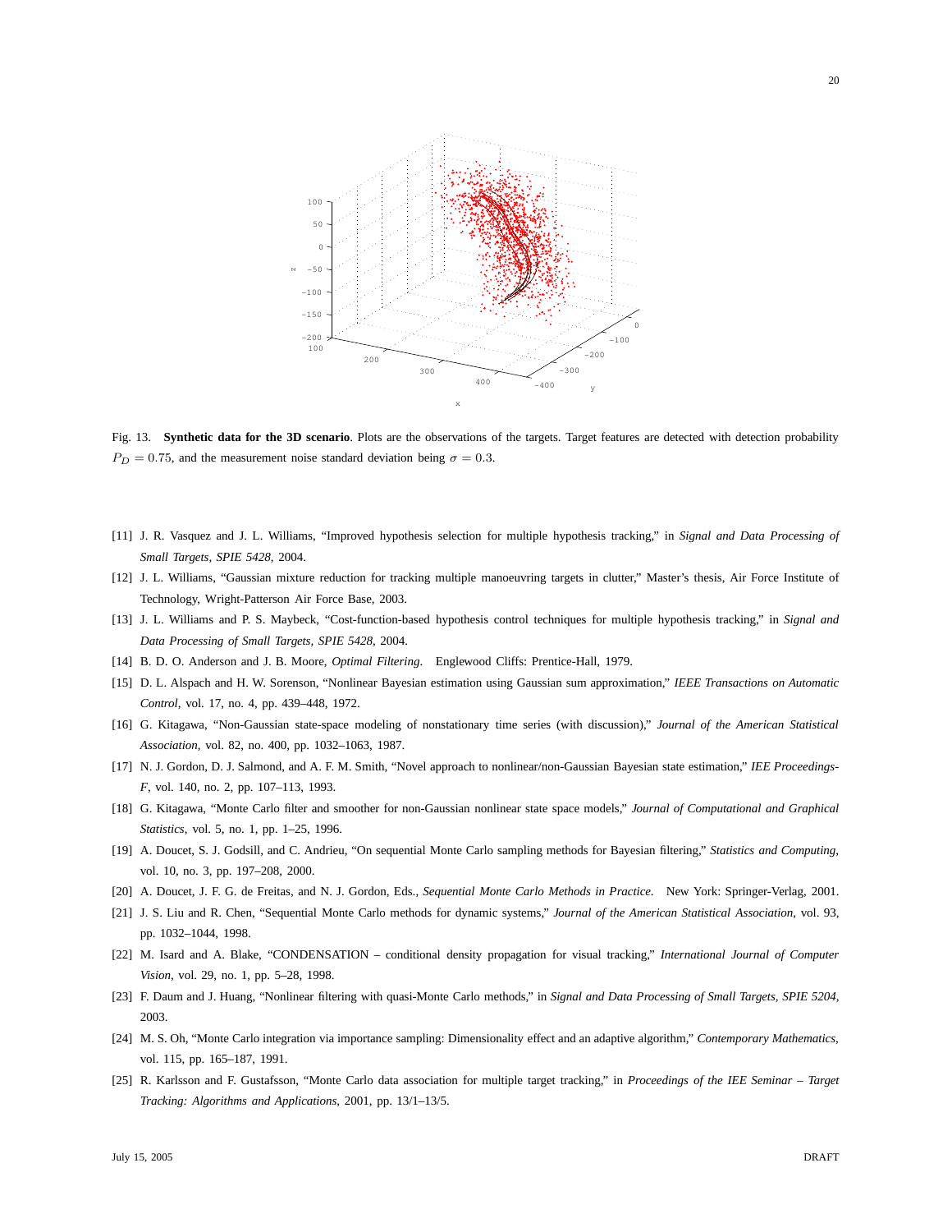Fig. 13. **Synthetic data for the 3D scenario**. Plots are the observations of the targets. Target features are detected with detection probability $P_D = 0.75$, and the measurement noise standard deviation being $\sigma = 0.3$.

[11] J. R. Vasquez and J. L. Williams, "Improved hypothesis selection for multiple hypothesis tracking," in *Signal and Data Processing of Small Targets, SPIE 5428*, 2004.

[12] J. L. Williams, "Gaussian mixture reduction for tracking multiple manoeuvring targets in clutter," Master's thesis, Air Force Institute of Technology, Wright-Patterson Air Force Base, 2003.

[13] J. L. Williams and P. S. Maybeck, "Cost-function-based hypothesis control techniques for multiple hypothesis tracking," in *Signal and Data Processing of Small Targets, SPIE 5428*, 2004.

[14] B. D. O. Anderson and J. B. Moore, *Optimal Filtering*. Englewood Cliffs: Prentice-Hall, 1979.

[15] D. L. Alspach and H. W. Sorenson, "Nonlinear Bayesian estimation using Gaussian sum approximation," *IEEE Transactions on Automatic Control*, vol. 17, no. 4, pp. 439–448, 1972.

[16] G. Kitagawa, "Non-Gaussian state-space modeling of nonstationary time series (with discussion)," *Journal of the American Statistical Association*, vol. 82, no. 400, pp. 1032–1063, 1987.

[17] N. J. Gordon, D. J. Salmond, and A. F. M. Smith, "Novel approach to nonlinear/non-Gaussian Bayesian state estimation," *IEE Proceedings-F*, vol. 140, no. 2, pp. 107–113, 1993.

[18] G. Kitagawa, "Monte Carlo filter and smoother for non-Gaussian nonlinear state space models," *Journal of Computational and Graphical Statistics*, vol. 5, no. 1, pp. 1–25, 1996.

[19] A. Doucet, S. J. Godsill, and C. Andrieu, "On sequential Monte Carlo sampling methods for Bayesian filtering," *Statistics and Computing*, vol. 10, no. 3, pp. 197–208, 2000.

[20] A. Doucet, J. F. G. de Freitas, and N. J. Gordon, Eds., *Sequential Monte Carlo Methods in Practice*. New York: Springer-Verlag, 2001.

[21] J. S. Liu and R. Chen, "Sequential Monte Carlo methods for dynamic systems," *Journal of the American Statistical Association*, vol. 93, pp. 1032–1044, 1998.

[22] M. Isard and A. Blake, "CONDENSATION – conditional density propagation for visual tracking," *International Journal of Computer Vision*, vol. 29, no. 1, pp. 5–28, 1998.

[23] F. Daum and J. Huang, "Nonlinear filtering with quasi-Monte Carlo methods," in *Signal and Data Processing of Small Targets, SPIE 5204*, 2003.

[24] M. S. Oh, "Monte Carlo integration via importance sampling: Dimensionality effect and an adaptive algorithm," *Contemporary Mathematics*, vol. 115, pp. 165–187, 1991.

[25] R. Karlsson and F. Gustafsson, "Monte Carlo data association for multiple target tracking," in *Proceedings of the IEE Seminar – Target Tracking: Algorithms and Applications*, 2001, pp. 13/1–13/5.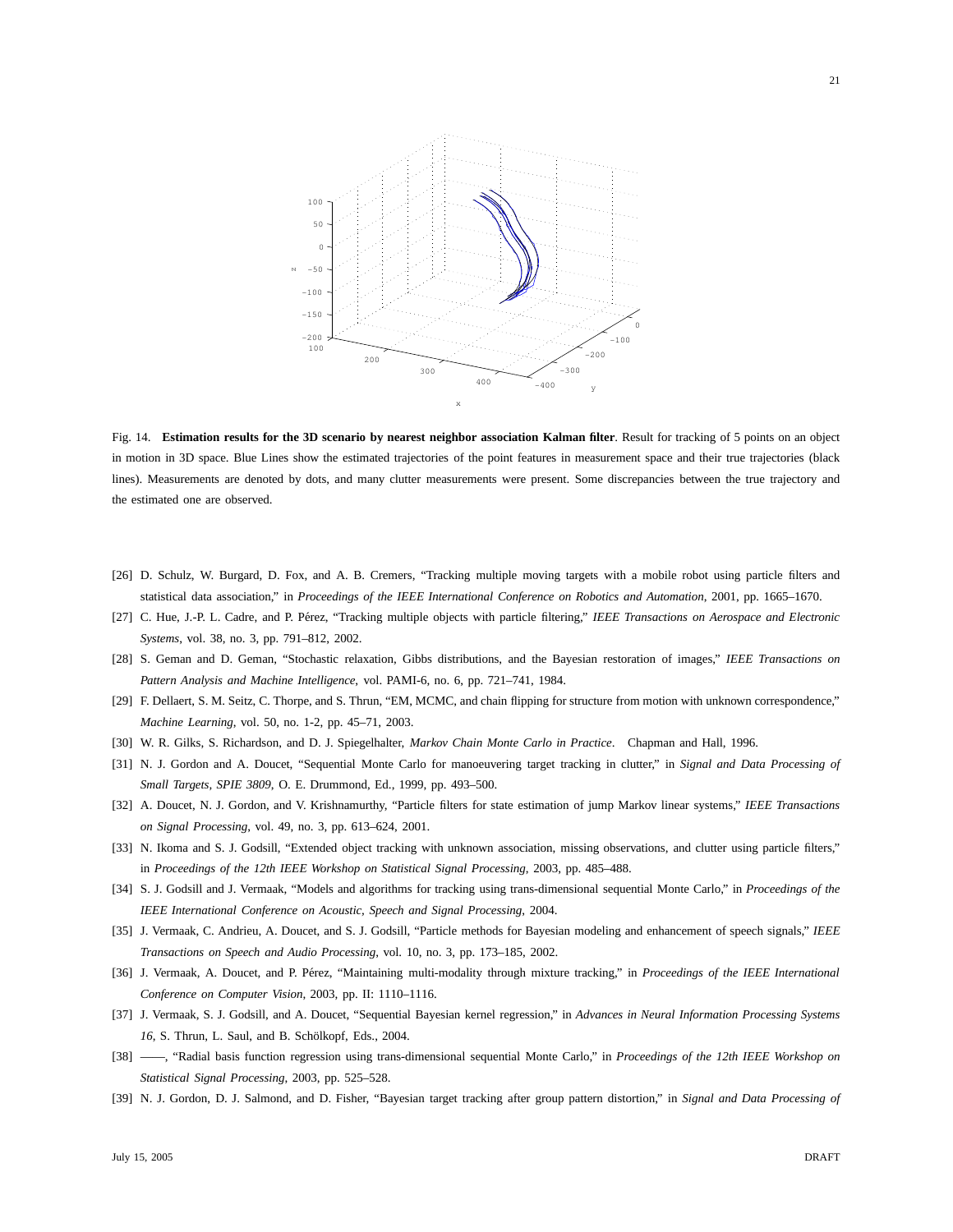Fig. 14. **Estimation results for the 3D scenario by nearest neighbor association Kalman filter**. Result for tracking of 5 points on an object in motion in 3D space. Blue Lines show the estimated trajectories of the point features in measurement space and their true trajectories (black lines). Measurements are denoted by dots, and many clutter measurements were present. Some discrepancies between the true trajectory and the estimated one are observed.

[26] D. Schulz, W. Burgard, D. Fox, and A. B. Cremers, "Tracking multiple moving targets with a mobile robot using particle filters and statistical data association," in *Proceedings of the IEEE International Conference on Robotics and Automation*, 2001, pp. 1665–1670.

[27] C. Hue, J.-P. L. Cadre, and P. Pérez, "Tracking multiple objects with particle filtering," *IEEE Transactions on Aerospace and Electronic Systems*, vol. 38, no. 3, pp. 791–812, 2002.

[28] S. Geman and D. Geman, "Stochastic relaxation, Gibbs distributions, and the Bayesian restoration of images," *IEEE Transactions on Pattern Analysis and Machine Intelligence*, vol. PAMI-6, no. 6, pp. 721–741, 1984.

[29] F. Dellaert, S. M. Seitz, C. Thorpe, and S. Thrun, "EM, MCMC, and chain flipping for structure from motion with unknown correspondence," *Machine Learning*, vol. 50, no. 1-2, pp. 45–71, 2003.

[30] W. R. Gilks, S. Richardson, and D. J. Spiegelhalter, *Markov Chain Monte Carlo in Practice*. Chapman and Hall, 1996.

[31] N. J. Gordon and A. Doucet, "Sequential Monte Carlo for manoeuvering target tracking in clutter," in *Signal and Data Processing of Small Targets, SPIE 3809*, O. E. Drummond, Ed., 1999, pp. 493–500.

[32] A. Doucet, N. J. Gordon, and V. Krishnamurthy, "Particle filters for state estimation of jump Markov linear systems," *IEEE Transactions on Signal Processing*, vol. 49, no. 3, pp. 613–624, 2001.

[33] N. Ikoma and S. J. Godsill, "Extended object tracking with unknown association, missing observations, and clutter using particle filters," in *Proceedings of the 12th IEEE Workshop on Statistical Signal Processing*, 2003, pp. 485–488.

[34] S. J. Godsill and J. Vermaak, "Models and algorithms for tracking using trans-dimensional sequential Monte Carlo," in *Proceedings of the IEEE International Conference on Acoustic, Speech and Signal Processing*, 2004.

[35] J. Vermaak, C. Andrieu, A. Doucet, and S. J. Godsill, "Particle methods for Bayesian modeling and enhancement of speech signals," *IEEE Transactions on Speech and Audio Processing*, vol. 10, no. 3, pp. 173–185, 2002.

[36] J. Vermaak, A. Doucet, and P. Pérez, "Maintaining multi-modality through mixture tracking," in *Proceedings of the IEEE International Conference on Computer Vision*, 2003, pp. II: 1110–1116.

[37] J. Vermaak, S. J. Godsill, and A. Doucet, "Sequential Bayesian kernel regression," in *Advances in Neural Information Processing Systems 16*, S. Thrun, L. Saul, and B. Schölkopf, Eds., 2004.

[38] ——, "Radial basis function regression using trans-dimensional sequential Monte Carlo," in *Proceedings of the 12th IEEE Workshop on Statistical Signal Processing*, 2003, pp. 525–528.

[39] N. J. Gordon, D. J. Salmond, and D. Fisher, "Bayesian target tracking after group pattern distortion," in *Signal and Data Processing of*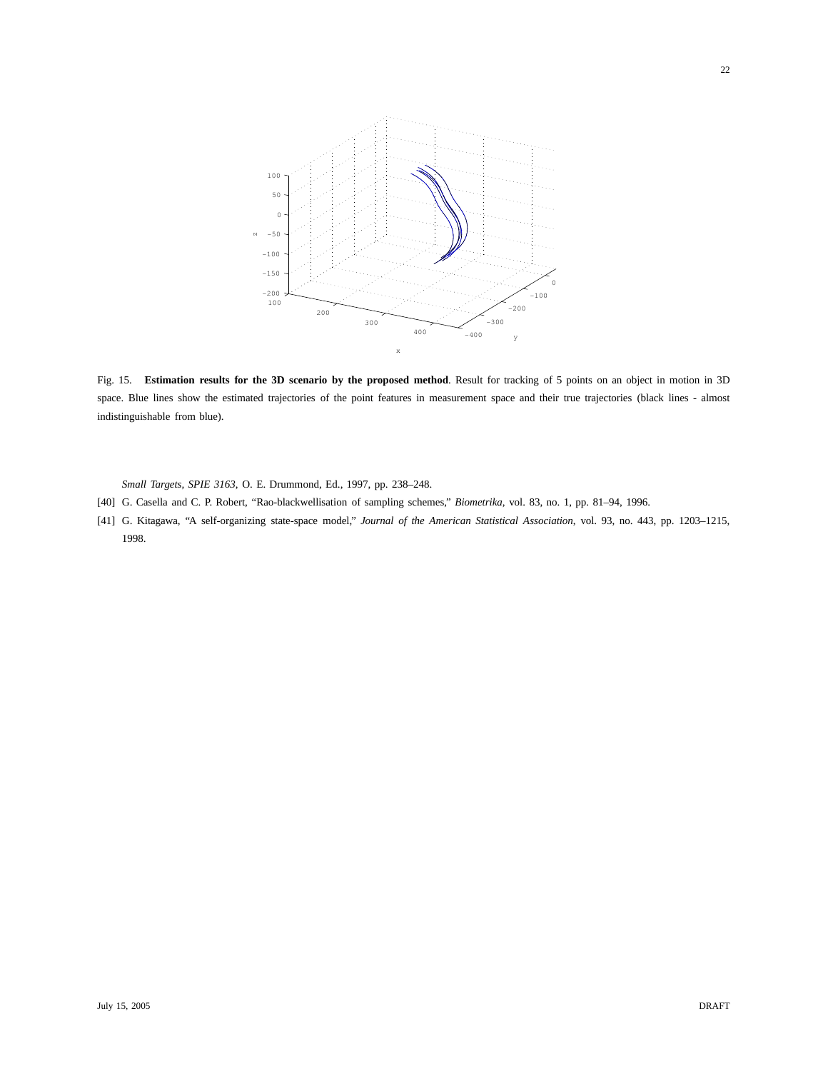100
50
0
z −50
−100
−150
−200
100
200
300
400
x
0
−100
−200
−300
−400
y

Fig. 15. **Estimation results for the 3D scenario by the proposed method**. Result for tracking of 5 points on an object in motion in 3D space. Blue lines show the estimated trajectories of the point features in measurement space and their true trajectories (black lines - almost indistinguishable from blue).

*Small Targets*, *SPIE 3163*, O. E. Drummond, Ed., 1997, pp. 238–248.

[40] G. Casella and C. P. Robert, "Rao-blackwellisation of sampling schemes," *Biometrika*, vol. 83, no. 1, pp. 81–94, 1996.

[41] G. Kitagawa, "A self-organizing state-space model," *Journal of the American Statistical Association*, vol. 93, no. 443, pp. 1203–1215, 1998.